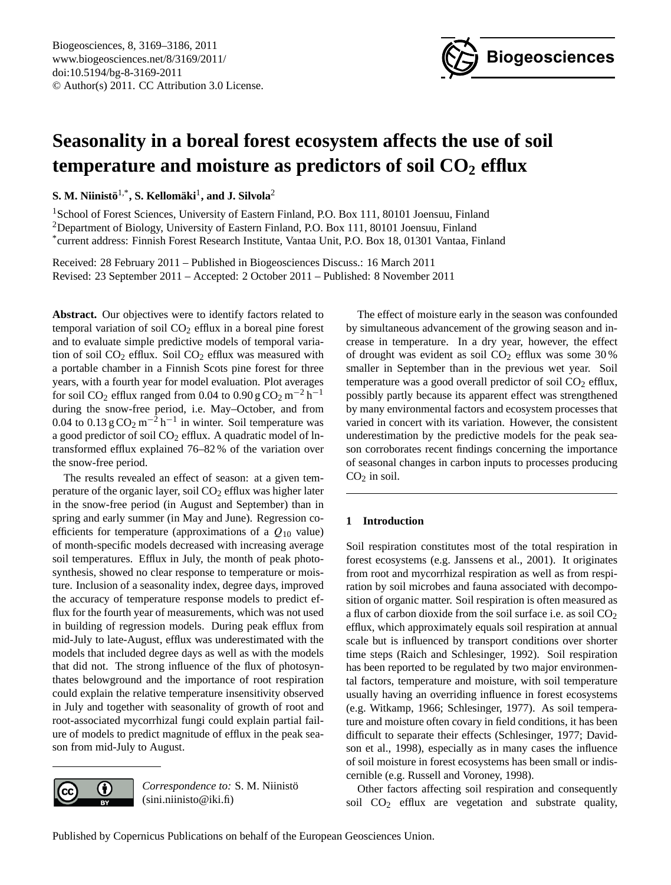# Seasonality in a boreal forest ecosystem affects the use of soil temperature and moisture as predictors of soil $CO_2$ efflux

**S. M. Niinistö[1,*], S. Kellomäki[1], and J. Silvola[2]**

[1]School of Forest Sciences, University of Eastern Finland, P.O. Box 111, 80101 Joensuu, Finland
[2]Department of Biology, University of Eastern Finland, P.O. Box 111, 80101 Joensuu, Finland
[*]current address: Finnish Forest Research Institute, Vantaa Unit, P.O. Box 18, 01301 Vantaa, Finland

Received: 28 February 2011 – Published in Biogeosciences Discuss.: 16 March 2011
Revised: 23 September 2011 – Accepted: 2 October 2011 – Published: 8 November 2011

**Abstract.** Our objectives were to identify factors related to temporal variation of soil $CO_2$ efflux in a boreal pine forest and to evaluate simple predictive models of temporal variation of soil $CO_2$ efflux. Soil $CO_2$ efflux was measured with a portable chamber in a Finnish Scots pine forest for three years, with a fourth year for model evaluation. Plot averages for soil $CO_2$ efflux ranged from 0.04 to 0.90 $g\,CO_2\,m^{-2}\,h^{-1}$ during the snow-free period, i.e. May–October, and from 0.04 to 0.13 $g\,CO_2\,m^{-2}\,h^{-1}$ in winter. Soil temperature was a good predictor of soil $CO_2$ efflux. A quadratic model of ln-transformed efflux explained 76–82 % of the variation over the snow-free period.

The results revealed an effect of season: at a given temperature of the organic layer, soil $CO_2$ efflux was higher later in the snow-free period (in August and September) than in spring and early summer (in May and June). Regression coefficients for temperature (approximations of a $Q_{10}$ value) of month-specific models decreased with increasing average soil temperatures. Efflux in July, the month of peak photosynthesis, showed no clear response to temperature or moisture. Inclusion of a seasonality index, degree days, improved the accuracy of temperature response models to predict efflux for the fourth year of measurements, which was not used in building of regression models. During peak efflux from mid-July to late-August, efflux was underestimated with the models that included degree days as well as with the models that did not. The strong influence of the flux of photosynthates belowground and the importance of root respiration could explain the relative temperature insensitivity observed in July and together with seasonality of growth of root and root-associated mycorrhizal fungi could explain partial failure of models to predict magnitude of efflux in the peak season from mid-July to August.

The effect of moisture early in the season was confounded by simultaneous advancement of the growing season and increase in temperature. In a dry year, however, the effect of drought was evident as soil $CO_2$ efflux was some 30 % smaller in September than in the previous wet year. Soil temperature was a good overall predictor of soil $CO_2$ efflux, possibly partly because its apparent effect was strengthened by many environmental factors and ecosystem processes that varied in concert with its variation. However, the consistent underestimation by the predictive models for the peak season corroborates recent findings concerning the importance of seasonal changes in carbon inputs to processes producing $CO_2$ in soil.

## 1 Introduction

Soil respiration constitutes most of the total respiration in forest ecosystems (e.g. Janssens et al., 2001). It originates from root and mycorrhizal respiration as well as from respiration by soil microbes and fauna associated with decomposition of organic matter. Soil respiration is often measured as a flux of carbon dioxide from the soil surface i.e. as soil $CO_2$ efflux, which approximately equals soil respiration at annual scale but is influenced by transport conditions over shorter time steps (Raich and Schlesinger, 1992). Soil respiration has been reported to be regulated by two major environmental factors, temperature and moisture, with soil temperature usually having an overriding influence in forest ecosystems (e.g. Witkamp, 1966; Schlesinger, 1977). As soil temperature and moisture often covary in field conditions, it has been difficult to separate their effects (Schlesinger, 1977; Davidson et al., 1998), especially as in many cases the influence of soil moisture in forest ecosystems has been small or indiscernible (e.g. Russell and Voroney, 1998).

Other factors affecting soil respiration and consequently soil $CO_2$ efflux are vegetation and substrate quality,

*Correspondence to:* S. M. Niinistö (sini.niinisto@iki.fi)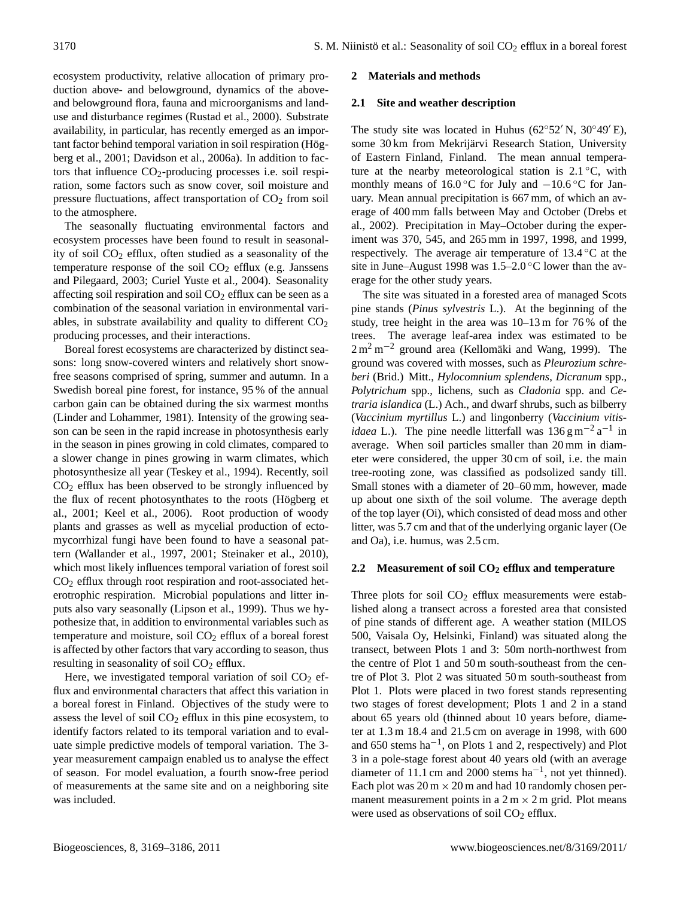ecosystem productivity, relative allocation of primary production above- and belowground, dynamics of the above- and belowground flora, fauna and microorganisms and land-use and disturbance regimes (Rustad et al., 2000). Substrate availability, in particular, has recently emerged as an important factor behind temporal variation in soil respiration (Högberg et al., 2001; Davidson et al., 2006a). In addition to factors that influence $CO_2$-producing processes i.e. soil respiration, some factors such as snow cover, soil moisture and pressure fluctuations, affect transportation of $CO_2$ from soil to the atmosphere.

The seasonally fluctuating environmental factors and ecosystem processes have been found to result in seasonality of soil $CO_2$ efflux, often studied as a seasonality of the temperature response of the soil $CO_2$ efflux (e.g. Janssens and Pilegaard, 2003; Curiel Yuste et al., 2004). Seasonality affecting soil respiration and soil $CO_2$ efflux can be seen as a combination of the seasonal variation in environmental variables, in substrate availability and quality to different $CO_2$ producing processes, and their interactions.

Boreal forest ecosystems are characterized by distinct seasons: long snow-covered winters and relatively short snow-free seasons comprised of spring, summer and autumn. In a Swedish boreal pine forest, for instance, 95 % of the annual carbon gain can be obtained during the six warmest months (Linder and Lohammer, 1981). Intensity of the growing season can be seen in the rapid increase in photosynthesis early in the season in pines growing in cold climates, compared to a slower change in pines growing in warm climates, which photosynthesize all year (Teskey et al., 1994). Recently, soil $CO_2$ efflux has been observed to be strongly influenced by the flux of recent photosynthates to the roots (Högberg et al., 2001; Keel et al., 2006). Root production of woody plants and grasses as well as mycelial production of ectomycorrhizal fungi have been found to have a seasonal pattern (Wallander et al., 1997, 2001; Steinaker et al., 2010), which most likely influences temporal variation of forest soil $CO_2$ efflux through root respiration and root-associated heterotrophic respiration. Microbial populations and litter inputs also vary seasonally (Lipson et al., 1999). Thus we hypothesize that, in addition to environmental variables such as temperature and moisture, soil $CO_2$ efflux of a boreal forest is affected by other factors that vary according to season, thus resulting in seasonality of soil $CO_2$ efflux.

Here, we investigated temporal variation of soil $CO_2$ efflux and environmental characters that affect this variation in a boreal forest in Finland. Objectives of the study were to assess the level of soil $CO_2$ efflux in this pine ecosystem, to identify factors related to its temporal variation and to evaluate simple predictive models of temporal variation. The 3-year measurement campaign enabled us to analyse the effect of season. For model evaluation, a fourth snow-free period of measurements at the same site and on a neighboring site was included.

## 2 Materials and methods

### 2.1 Site and weather description

The study site was located in Huhus (62°52′ N, 30°49′ E), some 30 km from Mekrijärvi Research Station, University of Eastern Finland, Finland. The mean annual temperature at the nearby meteorological station is 2.1 °C, with monthly means of 16.0 °C for July and −10.6 °C for January. Mean annual precipitation is 667 mm, of which an average of 400 mm falls between May and October (Drebs et al., 2002). Precipitation in May–October during the experiment was 370, 545, and 265 mm in 1997, 1998, and 1999, respectively. The average air temperature of 13.4 °C at the site in June–August 1998 was 1.5–2.0 °C lower than the average for the other study years.

The site was situated in a forested area of managed Scots pine stands (*Pinus sylvestris* L.). At the beginning of the study, tree height in the area was 10–13 m for 76 % of the trees. The average leaf-area index was estimated to be $2\,m^2\,m^{-2}$ ground area (Kellomäki and Wang, 1999). The ground was covered with mosses, such as *Pleurozium schreberi* (Brid.) Mitt., *Hylocomnium splendens*, *Dicranum* spp., *Polytrichum* spp., lichens, such as *Cladonia* spp. and *Cetraria islandica* (L.) Ach., and dwarf shrubs, such as bilberry (*Vaccinium myrtillus* L.) and lingonberry (*Vaccinium vitis-idaea* L.). The pine needle litterfall was $136\,g\,m^{-2}\,a^{-1}$ in average. When soil particles smaller than 20 mm in diameter were considered, the upper 30 cm of soil, i.e. the main tree-rooting zone, was classified as podsolized sandy till. Small stones with a diameter of 20–60 mm, however, made up about one sixth of the soil volume. The average depth of the top layer (Oi), which consisted of dead moss and other litter, was 5.7 cm and that of the underlying organic layer (Oe and Oa), i.e. humus, was 2.5 cm.

### 2.2 Measurement of soil $CO_2$ efflux and temperature

Three plots for soil $CO_2$ efflux measurements were established along a transect across a forested area that consisted of pine stands of different age. A weather station (MILOS 500, Vaisala Oy, Helsinki, Finland) was situated along the transect, between Plots 1 and 3: 50m north-northwest from the centre of Plot 1 and 50 m south-southeast from the centre of Plot 3. Plot 2 was situated 50 m south-southeast from Plot 1. Plots were placed in two forest stands representing two stages of forest development; Plots 1 and 2 in a stand about 65 years old (thinned about 10 years before, diameter at 1.3 m 18.4 and 21.5 cm on average in 1998, with 600 and 650 stems $ha^{-1}$, on Plots 1 and 2, respectively) and Plot 3 in a pole-stage forest about 40 years old (with an average diameter of 11.1 cm and 2000 stems $ha^{-1}$, not yet thinned). Each plot was 20 m × 20 m and had 10 randomly chosen permanent measurement points in a 2 m × 2 m grid. Plot means were used as observations of soil $CO_2$ efflux.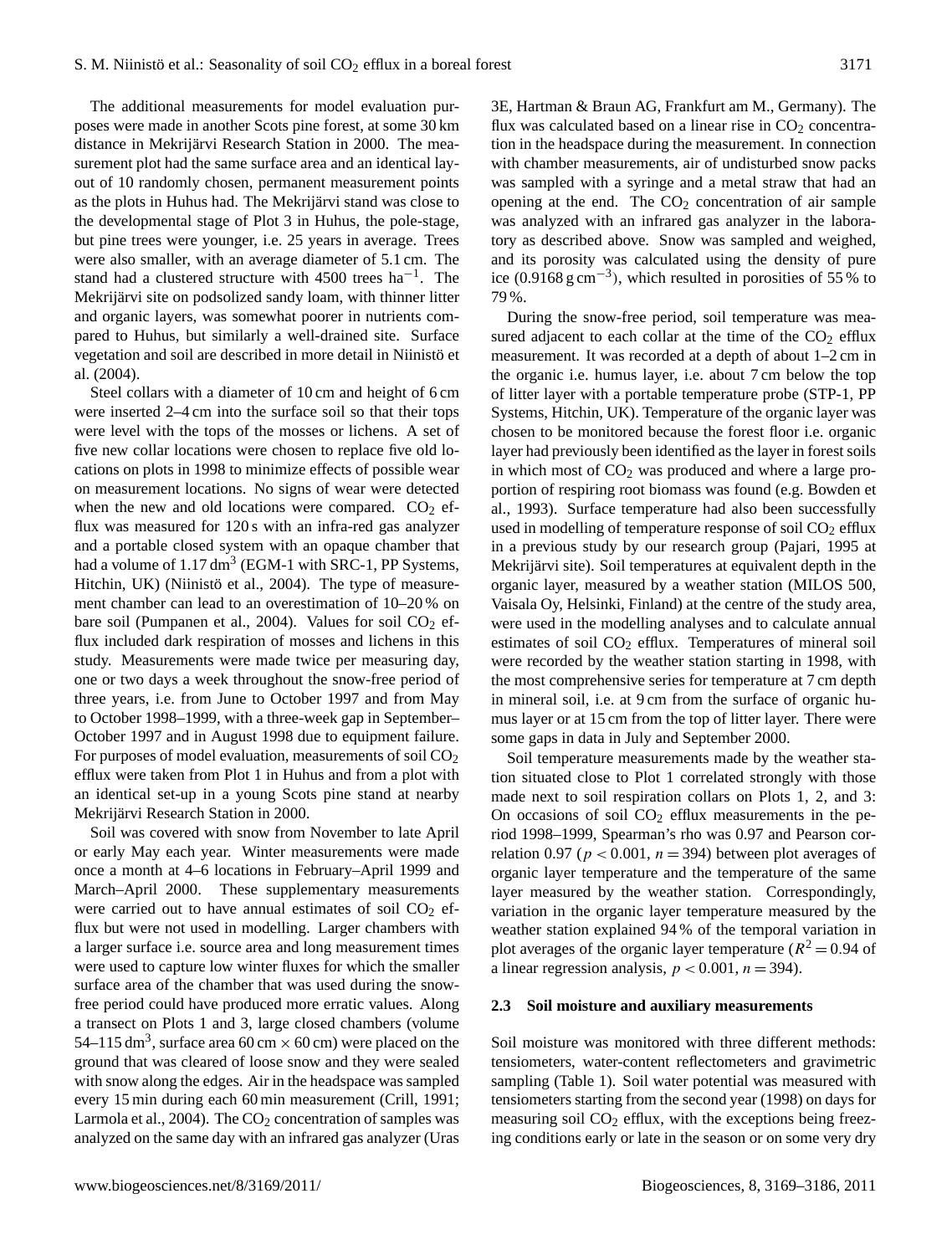The additional measurements for model evaluation purposes were made in another Scots pine forest, at some 30 km distance in Mekrijärvi Research Station in 2000. The measurement plot had the same surface area and an identical layout of 10 randomly chosen, permanent measurement points as the plots in Huhus had. The Mekrijärvi stand was close to the developmental stage of Plot 3 in Huhus, the pole-stage, but pine trees were younger, i.e. 25 years in average. Trees were also smaller, with an average diameter of 5.1 cm. The stand had a clustered structure with 4500 trees $ha^{-1}$. The Mekrijärvi site on podsolized sandy loam, with thinner litter and organic layers, was somewhat poorer in nutrients compared to Huhus, but similarly a well-drained site. Surface vegetation and soil are described in more detail in Niinistö et al. (2004).

Steel collars with a diameter of 10 cm and height of 6 cm were inserted 2–4 cm into the surface soil so that their tops were level with the tops of the mosses or lichens. A set of five new collar locations were chosen to replace five old locations on plots in 1998 to minimize effects of possible wear on measurement locations. No signs of wear were detected when the new and old locations were compared. $CO_2$ efflux was measured for 120 s with an infra-red gas analyzer and a portable closed system with an opaque chamber that had a volume of 1.17 $dm^3$ (EGM-1 with SRC-1, PP Systems, Hitchin, UK) (Niinistö et al., 2004). The type of measurement chamber can lead to an overestimation of 10–20 % on bare soil (Pumpanen et al., 2004). Values for soil $CO_2$ efflux included dark respiration of mosses and lichens in this study. Measurements were made twice per measuring day, one or two days a week throughout the snow-free period of three years, i.e. from June to October 1997 and from May to October 1998–1999, with a three-week gap in September–October 1997 and in August 1998 due to equipment failure. For purposes of model evaluation, measurements of soil $CO_2$ efflux were taken from Plot 1 in Huhus and from a plot with an identical set-up in a young Scots pine stand at nearby Mekrijärvi Research Station in 2000.

Soil was covered with snow from November to late April or early May each year. Winter measurements were made once a month at 4–6 locations in February–April 1999 and March–April 2000. These supplementary measurements were carried out to have annual estimates of soil $CO_2$ efflux but were not used in modelling. Larger chambers with a larger surface i.e. source area and long measurement times were used to capture low winter fluxes for which the smaller surface area of the chamber that was used during the snow-free period could have produced more erratic values. Along a transect on Plots 1 and 3, large closed chambers (volume 54–115 $dm^3$, surface area 60 cm × 60 cm) were placed on the ground that was cleared of loose snow and they were sealed with snow along the edges. Air in the headspace was sampled every 15 min during each 60 min measurement (Crill, 1991; Larmola et al., 2004). The $CO_2$ concentration of samples was analyzed on the same day with an infrared gas analyzer (Uras 3E, Hartman & Braun AG, Frankfurt am M., Germany). The flux was calculated based on a linear rise in $CO_2$ concentration in the headspace during the measurement. In connection with chamber measurements, air of undisturbed snow packs was sampled with a syringe and a metal straw that had an opening at the end. The $CO_2$ concentration of air sample was analyzed with an infrared gas analyzer in the laboratory as described above. Snow was sampled and weighed, and its porosity was calculated using the density of pure ice (0.9168 $g\,cm^{-3}$), which resulted in porosities of 55 % to 79 %.

During the snow-free period, soil temperature was measured adjacent to each collar at the time of the $CO_2$ efflux measurement. It was recorded at a depth of about 1–2 cm in the organic i.e. humus layer, i.e. about 7 cm below the top of litter layer with a portable temperature probe (STP-1, PP Systems, Hitchin, UK). Temperature of the organic layer was chosen to be monitored because the forest floor i.e. organic layer had previously been identified as the layer in forest soils in which most of $CO_2$ was produced and where a large proportion of respiring root biomass was found (e.g. Bowden et al., 1993). Surface temperature had also been successfully used in modelling of temperature response of soil $CO_2$ efflux in a previous study by our research group (Pajari, 1995 at Mekrijärvi site). Soil temperatures at equivalent depth in the organic layer, measured by a weather station (MILOS 500, Vaisala Oy, Helsinki, Finland) at the centre of the study area, were used in the modelling analyses and to calculate annual estimates of soil $CO_2$ efflux. Temperatures of mineral soil were recorded by the weather station starting in 1998, with the most comprehensive series for temperature at 7 cm depth in mineral soil, i.e. at 9 cm from the surface of organic humus layer or at 15 cm from the top of litter layer. There were some gaps in data in July and September 2000.

Soil temperature measurements made by the weather station situated close to Plot 1 correlated strongly with those made next to soil respiration collars on Plots 1, 2, and 3: On occasions of soil $CO_2$ efflux measurements in the period 1998–1999, Spearman's rho was 0.97 and Pearson correlation 0.97 ($p < 0.001$, $n = 394$) between plot averages of organic layer temperature and the temperature of the same layer measured by the weather station. Correspondingly, variation in the organic layer temperature measured by the weather station explained 94 % of the temporal variation in plot averages of the organic layer temperature ($R^2 = 0.94$ of a linear regression analysis, $p < 0.001$, $n = 394$).

### 2.3 Soil moisture and auxiliary measurements

Soil moisture was monitored with three different methods: tensiometers, water-content reflectometers and gravimetric sampling (Table 1). Soil water potential was measured with tensiometers starting from the second year (1998) on days for measuring soil $CO_2$ efflux, with the exceptions being freezing conditions early or late in the season or on some very dry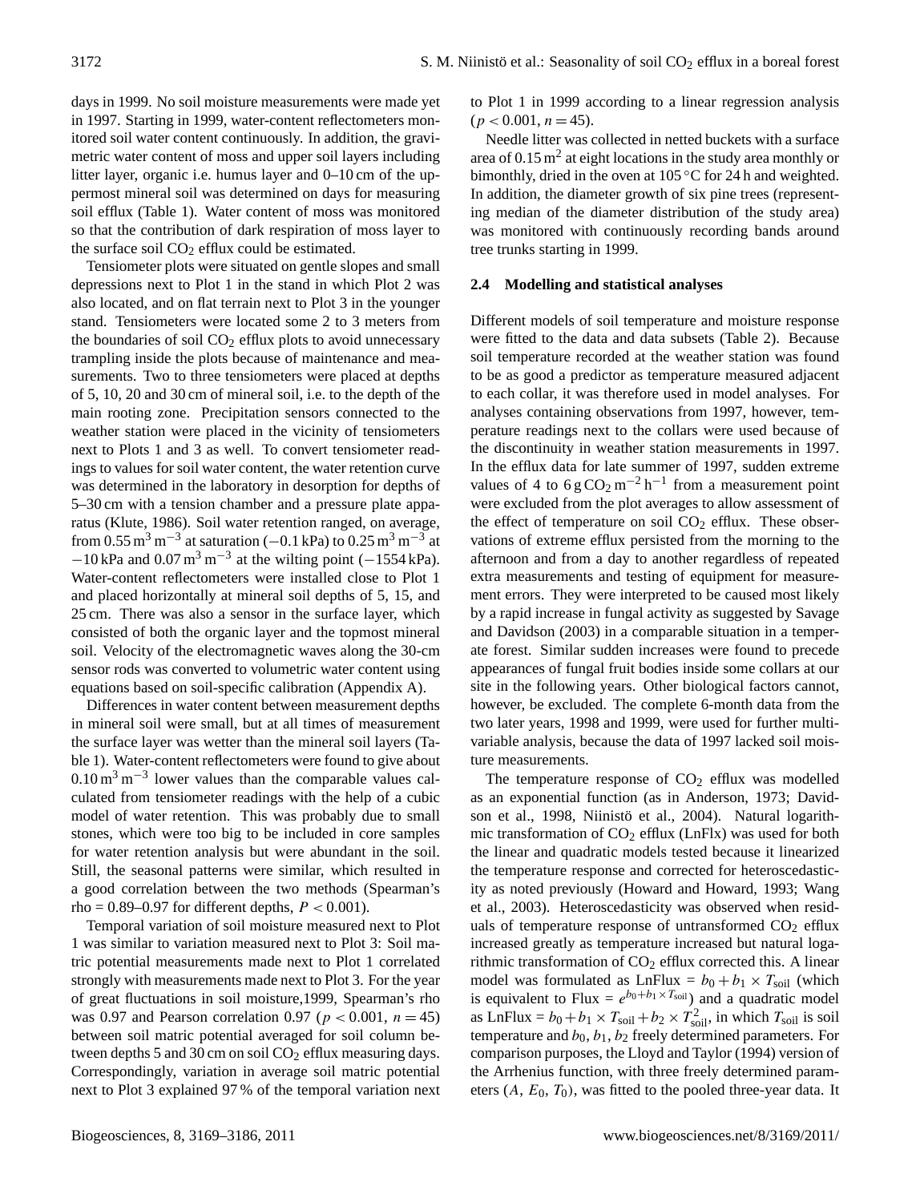days in 1999. No soil moisture measurements were made yet in 1997. Starting in 1999, water-content reflectometers monitored soil water content continuously. In addition, the gravimetric water content of moss and upper soil layers including litter layer, organic i.e. humus layer and 0–10 cm of the uppermost mineral soil was determined on days for measuring soil efflux (Table 1). Water content of moss was monitored so that the contribution of dark respiration of moss layer to the surface soil $CO_2$ efflux could be estimated.

Tensiometer plots were situated on gentle slopes and small depressions next to Plot 1 in the stand in which Plot 2 was also located, and on flat terrain next to Plot 3 in the younger stand. Tensiometers were located some 2 to 3 meters from the boundaries of soil $CO_2$ efflux plots to avoid unnecessary trampling inside the plots because of maintenance and measurements. Two to three tensiometers were placed at depths of 5, 10, 20 and 30 cm of mineral soil, i.e. to the depth of the main rooting zone. Precipitation sensors connected to the weather station were placed in the vicinity of tensiometers next to Plots 1 and 3 as well. To convert tensiometer readings to values for soil water content, the water retention curve was determined in the laboratory in desorption for depths of 5–30 cm with a tension chamber and a pressure plate apparatus (Klute, 1986). Soil water retention ranged, on average, from $0.55\,m^3\,m^{-3}$ at saturation ($-0.1$ kPa) to $0.25\,m^3\,m^{-3}$ at $-10$ kPa and $0.07\,m^3\,m^{-3}$ at the wilting point ($-1554$ kPa). Water-content reflectometers were installed close to Plot 1 and placed horizontally at mineral soil depths of 5, 15, and 25 cm. There was also a sensor in the surface layer, which consisted of both the organic layer and the topmost mineral soil. Velocity of the electromagnetic waves along the 30-cm sensor rods was converted to volumetric water content using equations based on soil-specific calibration (Appendix A).

Differences in water content between measurement depths in mineral soil were small, but at all times of measurement the surface layer was wetter than the mineral soil layers (Table 1). Water-content reflectometers were found to give about $0.10\,m^3\,m^{-3}$ lower values than the comparable values calculated from tensiometer readings with the help of a cubic model of water retention. This was probably due to small stones, which were too big to be included in core samples for water retention analysis but were abundant in the soil. Still, the seasonal patterns were similar, which resulted in a good correlation between the two methods (Spearman's rho = 0.89–0.97 for different depths, $P < 0.001$).

Temporal variation of soil moisture measured next to Plot 1 was similar to variation measured next to Plot 3: Soil matric potential measurements made next to Plot 1 correlated strongly with measurements made next to Plot 3. For the year of great fluctuations in soil moisture,1999, Spearman's rho was 0.97 and Pearson correlation 0.97 ($p < 0.001$, $n = 45$) between soil matric potential averaged for soil column between depths 5 and 30 cm on soil $CO_2$ efflux measuring days. Correspondingly, variation in average soil matric potential next to Plot 3 explained 97 % of the temporal variation next to Plot 1 in 1999 according to a linear regression analysis ($p < 0.001$, $n = 45$).

Needle litter was collected in netted buckets with a surface area of $0.15\,m^2$ at eight locations in the study area monthly or bimonthly, dried in the oven at 105 °C for 24 h and weighted. In addition, the diameter growth of six pine trees (representing median of the diameter distribution of the study area) was monitored with continuously recording bands around tree trunks starting in 1999.

### 2.4 Modelling and statistical analyses

Different models of soil temperature and moisture response were fitted to the data and data subsets (Table 2). Because soil temperature recorded at the weather station was found to be as good a predictor as temperature measured adjacent to each collar, it was therefore used in model analyses. For analyses containing observations from 1997, however, temperature readings next to the collars were used because of the discontinuity in weather station measurements in 1997. In the efflux data for late summer of 1997, sudden extreme values of 4 to $6\,g\,CO_2\,m^{-2}\,h^{-1}$ from a measurement point were excluded from the plot averages to allow assessment of the effect of temperature on soil $CO_2$ efflux. These observations of extreme efflux persisted from the morning to the afternoon and from a day to another regardless of repeated extra measurements and testing of equipment for measurement errors. They were interpreted to be caused most likely by a rapid increase in fungal activity as suggested by Savage and Davidson (2003) in a comparable situation in a temperate forest. Similar sudden increases were found to precede appearances of fungal fruit bodies inside some collars at our site in the following years. Other biological factors cannot, however, be excluded. The complete 6-month data from the two later years, 1998 and 1999, were used for further multivariable analysis, because the data of 1997 lacked soil moisture measurements.

The temperature response of $CO_2$ efflux was modelled as an exponential function (as in Anderson, 1973; Davidson et al., 1998, Niinistö et al., 2004). Natural logarithmic transformation of $CO_2$ efflux (LnFlx) was used for both the linear and quadratic models tested because it linearized the temperature response and corrected for heteroscedasticity as noted previously (Howard and Howard, 1993; Wang et al., 2003). Heteroscedasticity was observed when residuals of temperature response of untransformed $CO_2$ efflux increased greatly as temperature increased but natural logarithmic transformation of $CO_2$ efflux corrected this. A linear model was formulated as $\text{LnFlux} = b_0 + b_1 \times T_{\text{soil}}$ (which is equivalent to $\text{Flux} = e^{b_0 + b_1 \times T_{\text{soil}}}$) and a quadratic model as $\text{LnFlux} = b_0 + b_1 \times T_{\text{soil}} + b_2 \times T_{\text{soil}}^2$, in which $T_{\text{soil}}$ is soil temperature and $b_0$, $b_1$, $b_2$ freely determined parameters. For comparison purposes, the Lloyd and Taylor (1994) version of the Arrhenius function, with three freely determined parameters ($A$, $E_0$, $T_0$), was fitted to the pooled three-year data. It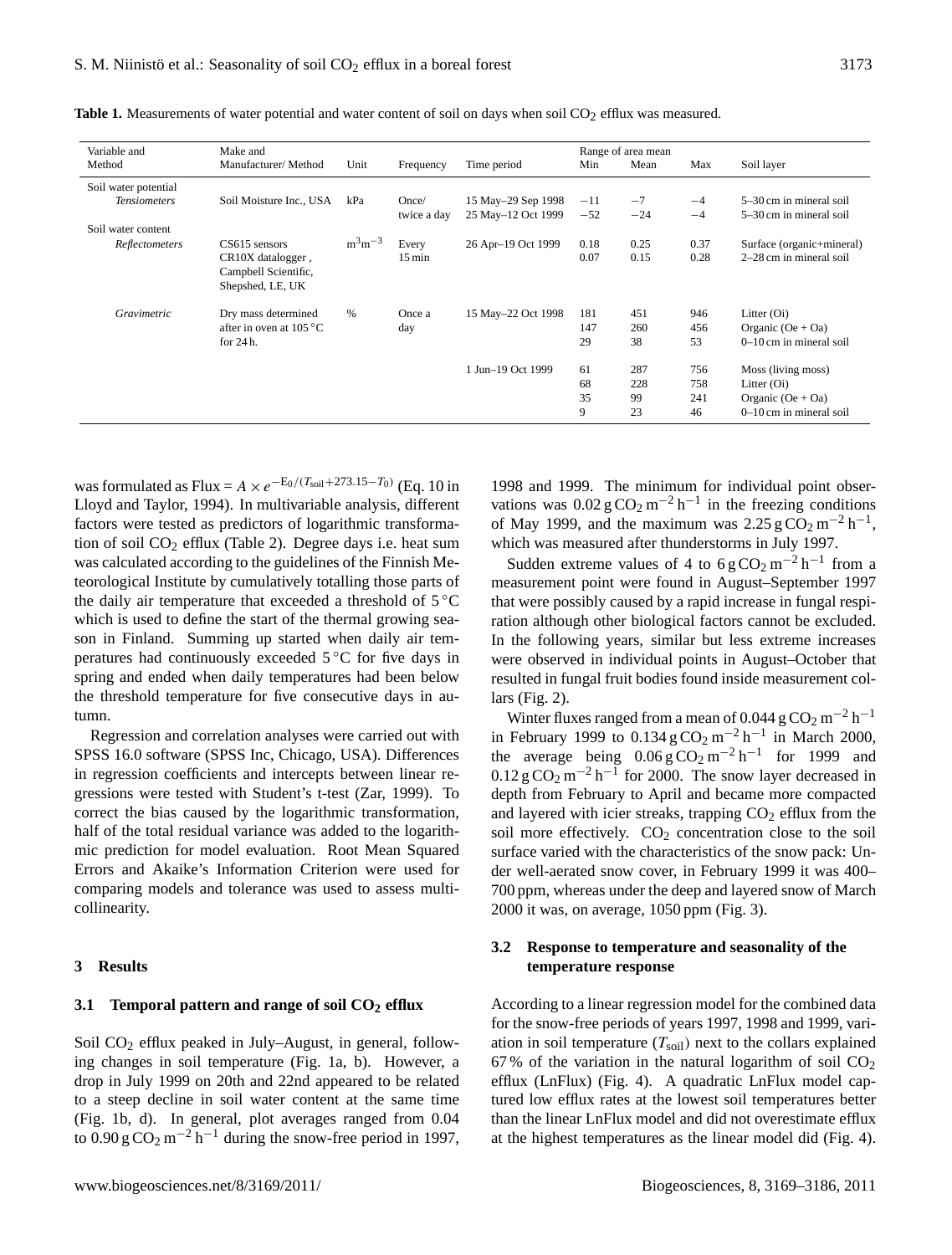**Table 1.** Measurements of water potential and water content of soil on days when soil $CO_2$ efflux was measured.

| Variable and Method | Make and Manufacturer/ Method | Unit | Frequency | Time period | Range of area mean Min | Mean | Max | Soil layer |
|---|---|---|---|---|---|---|---|---|
| Soil water potential | | | | | | | | |
| *Tensiometers* | Soil Moisture Inc., USA | kPa | Once/ twice a day | 15 May–29 Sep 1998 | −11 | −7 | −4 | 5–30 cm in mineral soil |
| | | | | 25 May–12 Oct 1999 | −52 | −24 | −4 | 5–30 cm in mineral soil |
| Soil water content | | | | | | | | |
| *Reflectometers* | CS615 sensors CR10X datalogger , Campbell Scientific, Shepshed, LE, UK | $m^3 m^{-3}$ | Every 15 min | 26 Apr–19 Oct 1999 | 0.18 | 0.25 | 0.37 | Surface (organic+mineral) |
| | | | | | 0.07 | 0.15 | 0.28 | 2–28 cm in mineral soil |
| *Gravimetric* | Dry mass determined after in oven at 105 °C for 24 h. | % | Once a day | 15 May–22 Oct 1998 | 181 | 451 | 946 | Litter (Oi) |
| | | | | | 147 | 260 | 456 | Organic (Oe + Oa) |
| | | | | | 29 | 38 | 53 | 0–10 cm in mineral soil |
| | | | | 1 Jun–19 Oct 1999 | 61 | 287 | 756 | Moss (living moss) |
| | | | | | 68 | 228 | 758 | Litter (Oi) |
| | | | | | 35 | 99 | 241 | Organic (Oe + Oa) |
| | | | | | 9 | 23 | 46 | 0–10 cm in mineral soil |

was formulated as Flux = $A \times e^{-E_0/(T_{soil}+273.15-T_0)}$ (Eq. 10 in Lloyd and Taylor, 1994). In multivariable analysis, different factors were tested as predictors of logarithmic transformation of soil $CO_2$ efflux (Table 2). Degree days i.e. heat sum was calculated according to the guidelines of the Finnish Meteorological Institute by cumulatively totalling those parts of the daily air temperature that exceeded a threshold of 5 °C which is used to define the start of the thermal growing season in Finland. Summing up started when daily air temperatures had continuously exceeded 5 °C for five days in spring and ended when daily temperatures had been below the threshold temperature for five consecutive days in autumn.

Regression and correlation analyses were carried out with SPSS 16.0 software (SPSS Inc, Chicago, USA). Differences in regression coefficients and intercepts between linear regressions were tested with Student's t-test (Zar, 1999). To correct the bias caused by the logarithmic transformation, half of the total residual variance was added to the logarithmic prediction for model evaluation. Root Mean Squared Errors and Akaike's Information Criterion were used for comparing models and tolerance was used to assess multicollinearity.

## 3 Results

### 3.1 Temporal pattern and range of soil $CO_2$ efflux

Soil $CO_2$ efflux peaked in July–August, in general, following changes in soil temperature (Fig. 1a, b). However, a drop in July 1999 on 20th and 22nd appeared to be related to a steep decline in soil water content at the same time (Fig. 1b, d). In general, plot averages ranged from 0.04 to 0.90 $g\,CO_2\,m^{-2}\,h^{-1}$ during the snow-free period in 1997, 1998 and 1999. The minimum for individual point observations was 0.02 $g\,CO_2\,m^{-2}\,h^{-1}$ in the freezing conditions of May 1999, and the maximum was 2.25 $g\,CO_2\,m^{-2}\,h^{-1}$, which was measured after thunderstorms in July 1997.

Sudden extreme values of 4 to 6 $g\,CO_2\,m^{-2}\,h^{-1}$ from a measurement point were found in August–September 1997 that were possibly caused by a rapid increase in fungal respiration although other biological factors cannot be excluded. In the following years, similar but less extreme increases were observed in individual points in August–October that resulted in fungal fruit bodies found inside measurement collars (Fig. 2).

Winter fluxes ranged from a mean of 0.044 $g\,CO_2\,m^{-2}\,h^{-1}$ in February 1999 to 0.134 $g\,CO_2\,m^{-2}\,h^{-1}$ in March 2000, the average being 0.06 $g\,CO_2\,m^{-2}\,h^{-1}$ for 1999 and 0.12 $g\,CO_2\,m^{-2}\,h^{-1}$ for 2000. The snow layer decreased in depth from February to April and became more compacted and layered with icier streaks, trapping $CO_2$ efflux from the soil more effectively. $CO_2$ concentration close to the soil surface varied with the characteristics of the snow pack: Under well-aerated snow cover, in February 1999 it was 400–700 ppm, whereas under the deep and layered snow of March 2000 it was, on average, 1050 ppm (Fig. 3).

### 3.2 Response to temperature and seasonality of the temperature response

According to a linear regression model for the combined data for the snow-free periods of years 1997, 1998 and 1999, variation in soil temperature ($T_{soil}$) next to the collars explained 67 % of the variation in the natural logarithm of soil $CO_2$ efflux (LnFlux) (Fig. 4). A quadratic LnFlux model captured low efflux rates at the lowest soil temperatures better than the linear LnFlux model and did not overestimate efflux at the highest temperatures as the linear model did (Fig. 4).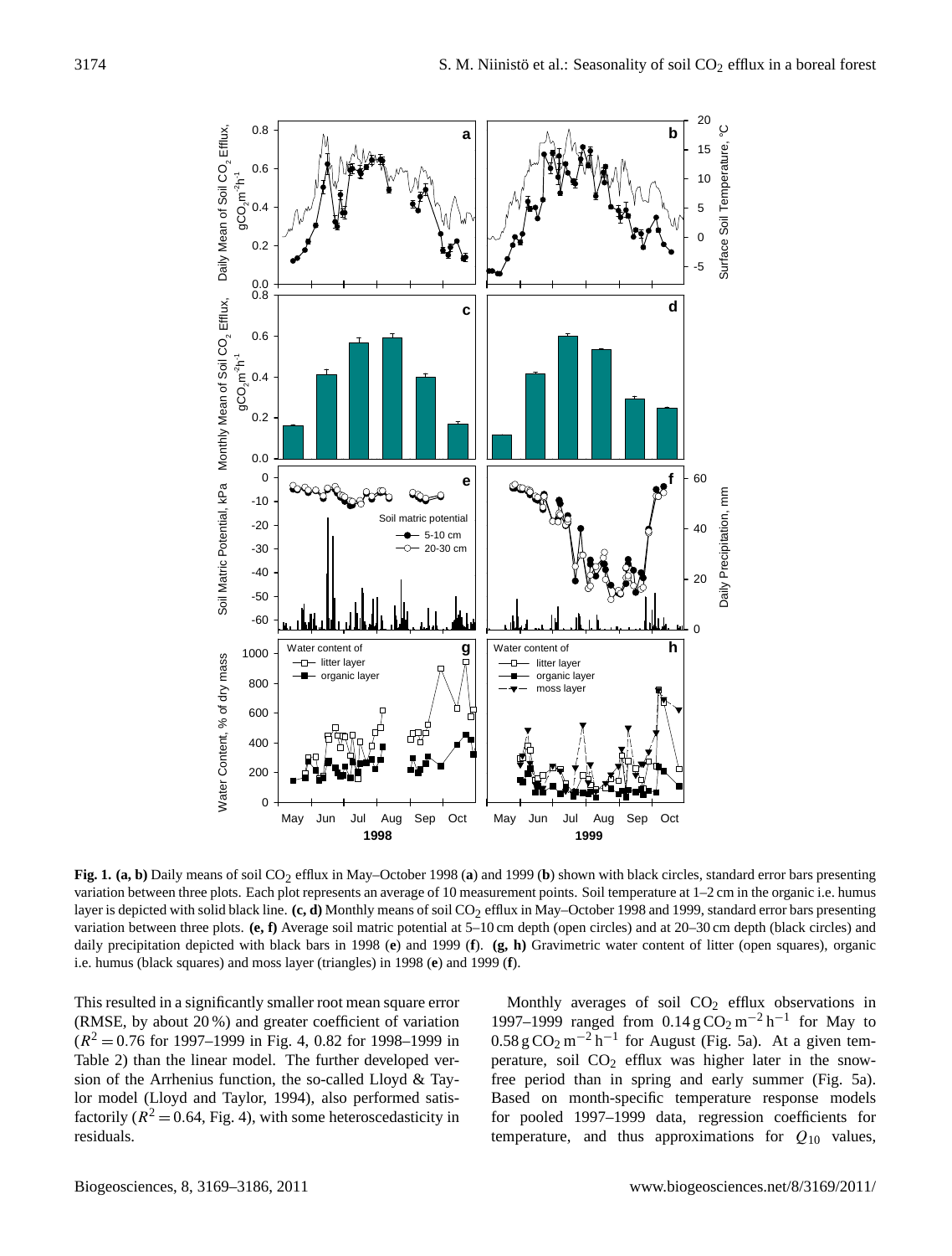**Fig. 1. (a, b)** Daily means of soil $CO_2$ efflux in May–October 1998 (**a**) and 1999 (**b**) shown with black circles, standard error bars presenting variation between three plots. Each plot represents an average of 10 measurement points. Soil temperature at 1–2 cm in the organic i.e. humus layer is depicted with solid black line. **(c, d)** Monthly means of soil $CO_2$ efflux in May–October 1998 and 1999, standard error bars presenting variation between three plots. **(e, f)** Average soil matric potential at 5–10 cm depth (open circles) and at 20–30 cm depth (black circles) and daily precipitation depicted with black bars in 1998 (**e**) and 1999 (**f**). **(g, h)** Gravimetric water content of litter (open squares), organic i.e. humus (black squares) and moss layer (triangles) in 1998 (**e**) and 1999 (**f**).

This resulted in a significantly smaller root mean square error (RMSE, by about 20 %) and greater coefficient of variation ($R^2 = 0.76$ for 1997–1999 in Fig. 4, 0.82 for 1998–1999 in Table 2) than the linear model. The further developed version of the Arrhenius function, the so-called Lloyd & Taylor model (Lloyd and Taylor, 1994), also performed satisfactorily ($R^2 = 0.64$, Fig. 4), with some heteroscedasticity in residuals.

Monthly averages of soil $CO_2$ efflux observations in 1997–1999 ranged from $0.14\,\mathrm{g\,CO_2\,m^{-2}\,h^{-1}}$ for May to $0.58\,\mathrm{g\,CO_2\,m^{-2}\,h^{-1}}$ for August (Fig. 5a). At a given temperature, soil $CO_2$ efflux was higher later in the snow-free period than in spring and early summer (Fig. 5a). Based on month-specific temperature response models for pooled 1997–1999 data, regression coefficients for temperature, and thus approximations for $Q_{10}$ values,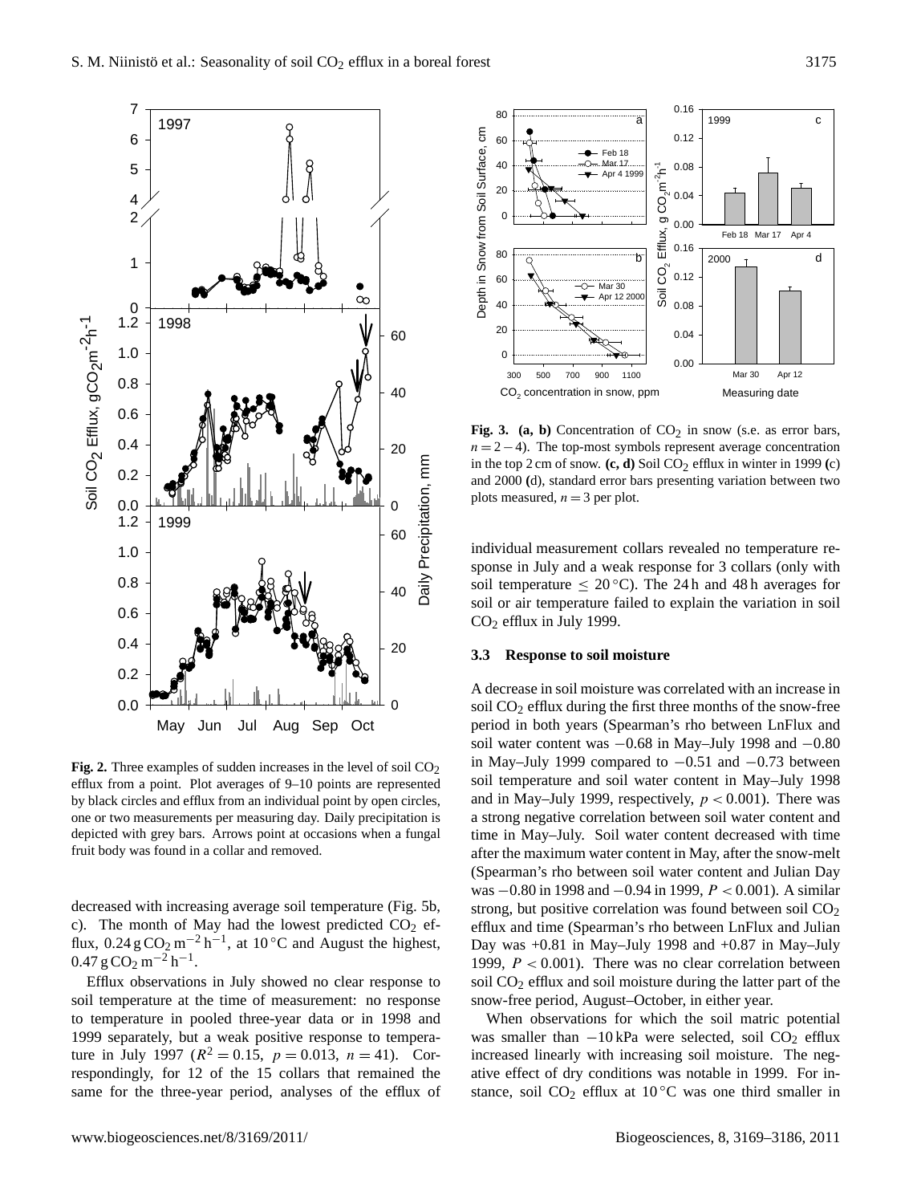**Fig. 2.** Three examples of sudden increases in the level of soil $CO_2$ efflux from a point. Plot averages of 9–10 points are represented by black circles and efflux from an individual point by open circles, one or two measurements per measuring day. Daily precipitation is depicted with grey bars. Arrows point at occasions when a fungal fruit body was found in a collar and removed.

**Fig. 3.** **(a, b)** Concentration of $CO_2$ in snow (s.e. as error bars, $n = 2-4$). The top-most symbols represent average concentration in the top 2 cm of snow. **(c, d)** Soil $CO_2$ efflux in winter in 1999 **(c)** and 2000 **(d)**, standard error bars presenting variation between two plots measured, $n = 3$ per plot.

decreased with increasing average soil temperature (Fig. 5b, c). The month of May had the lowest predicted $CO_2$ efflux, $0.24\,g\,CO_2\,m^{-2}\,h^{-1}$, at 10 °C and August the highest, $0.47\,g\,CO_2\,m^{-2}\,h^{-1}$.

Efflux observations in July showed no clear response to soil temperature at the time of measurement: no response to temperature in pooled three-year data or in 1998 and 1999 separately, but a weak positive response to temperature in July 1997 ($R^2 = 0.15$, $p = 0.013$, $n = 41$). Correspondingly, for 12 of the 15 collars that remained the same for the three-year period, analyses of the efflux of individual measurement collars revealed no temperature response in July and a weak response for 3 collars (only with soil temperature $\leq 20$ °C). The 24 h and 48 h averages for soil or air temperature failed to explain the variation in soil $CO_2$ efflux in July 1999.

### 3.3 Response to soil moisture

A decrease in soil moisture was correlated with an increase in soil $CO_2$ efflux during the first three months of the snow-free period in both years (Spearman's rho between LnFlux and soil water content was −0.68 in May–July 1998 and −0.80 in May–July 1999 compared to −0.51 and −0.73 between soil temperature and soil water content in May–July 1998 and in May–July 1999, respectively, $p < 0.001$). There was a strong negative correlation between soil water content and time in May–July. Soil water content decreased with time after the maximum water content in May, after the snow-melt (Spearman's rho between soil water content and Julian Day was −0.80 in 1998 and −0.94 in 1999, $P < 0.001$). A similar strong, but positive correlation was found between soil $CO_2$ efflux and time (Spearman's rho between LnFlux and Julian Day was +0.81 in May–July 1998 and +0.87 in May–July 1999, $P < 0.001$). There was no clear correlation between soil $CO_2$ efflux and soil moisture during the latter part of the snow-free period, August–October, in either year.

When observations for which the soil matric potential was smaller than −10 kPa were selected, soil $CO_2$ efflux increased linearly with increasing soil moisture. The negative effect of dry conditions was notable in 1999. For instance, soil $CO_2$ efflux at 10 °C was one third smaller in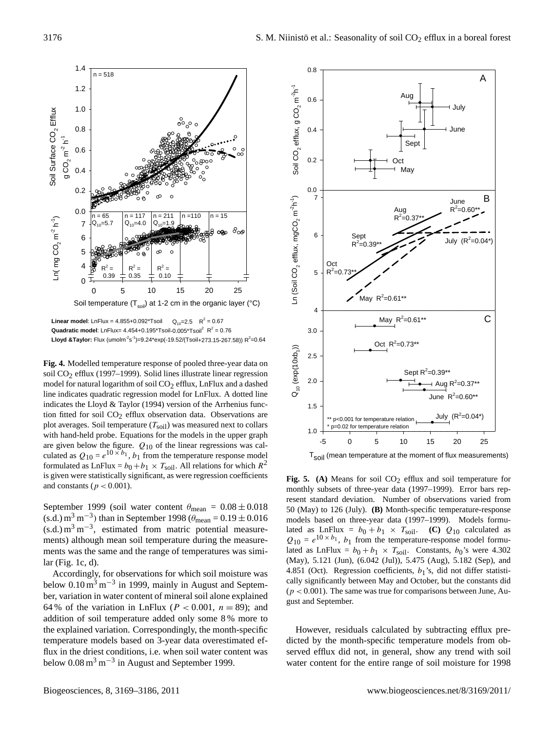**Linear model**: LnFlux = 4.855+0.092*Tsoil   $Q_{10}$=2.5   $R^2$ = 0.67

**Quadratic model**: LnFlux= 4.454+0.195*Tsoil-0.005*Tsoil$^2$   $R^2$ = 0.76

**Lloyd &Taylor:** Flux (umolm$^{-2}$s$^{-1}$)=9.24*exp(-19.52/(Tsoil+273.15-267.58)) $R^2$=0.64

**Fig. 4.** Modelled temperature response of pooled three-year data on soil $CO_2$ efflux (1997–1999). Solid lines illustrate linear regression model for natural logarithm of soil $CO_2$ efflux, LnFlux and a dashed line indicates quadratic regression model for LnFlux. A dotted line indicates the Lloyd & Taylor (1994) version of the Arrhenius function fitted for soil $CO_2$ efflux observation data. Observations are plot averages. Soil temperature ($T_{\text{soil}}$) was measured next to collars with hand-held probe. Equations for the models in the upper graph are given below the figure. $Q_{10}$ of the linear regressions was calculated as $Q_{10} = e^{10 \times b_1}$, $b_1$ from the temperature response model formulated as LnFlux $= b_0 + b_1 \times T_{\text{soil}}$. All relations for which $R^2$ is given were statistically significant, as were regression coefficients and constants ($p < 0.001$).

**Fig. 5. (A)** Means for soil $CO_2$ efflux and soil temperature for monthly subsets of three-year data (1997–1999). Error bars represent standard deviation. Number of observations varied from 50 (May) to 126 (July). **(B)** Month-specific temperature-response models based on three-year data (1997–1999). Models formulated as LnFlux $= b_0 + b_1 \times T_{\text{soil}}$. **(C)** $Q_{10}$ calculated as $Q_{10} = e^{10 \times b_1}$, $b_1$ from the temperature-response model formulated as LnFlux $= b_0 + b_1 \times T_{\text{soil}}$. Constants, $b_0$'s were 4.302 (May), 5.121 (Jun), (6.042 (Jul)), 5.475 (Aug), 5.182 (Sep), and 4.851 (Oct). Regression coefficients, $b_1$'s, did not differ statistically significantly between May and October, but the constants did ($p < 0.001$). The same was true for comparisons between June, August and September.

September 1999 (soil water content $\theta_{\text{mean}} = 0.08 \pm 0.018$ (s.d.) $m^3\,m^{-3}$) than in September 1998 ($\theta_{\text{mean}} = 0.19 \pm 0.016$ (s.d.) $m^3\,m^{-3}$, estimated from matric potential measurements) although mean soil temperature during the measurements was the same and the range of temperatures was similar (Fig. 1c, d).

Accordingly, for observations for which soil moisture was below 0.10 $m^3\,m^{-3}$ in 1999, mainly in August and September, variation in water content of mineral soil alone explained 64 % of the variation in LnFlux ($P < 0.001$, $n = 89$); and addition of soil temperature added only some 8 % more to the explained variation. Correspondingly, the month-specific temperature models based on 3-year data overestimated efflux in the driest conditions, i.e. when soil water content was below 0.08 $m^3\,m^{-3}$ in August and September 1999.

However, residuals calculated by subtracting efflux predicted by the month-specific temperature models from observed efflux did not, in general, show any trend with soil water content for the entire range of soil moisture for 1998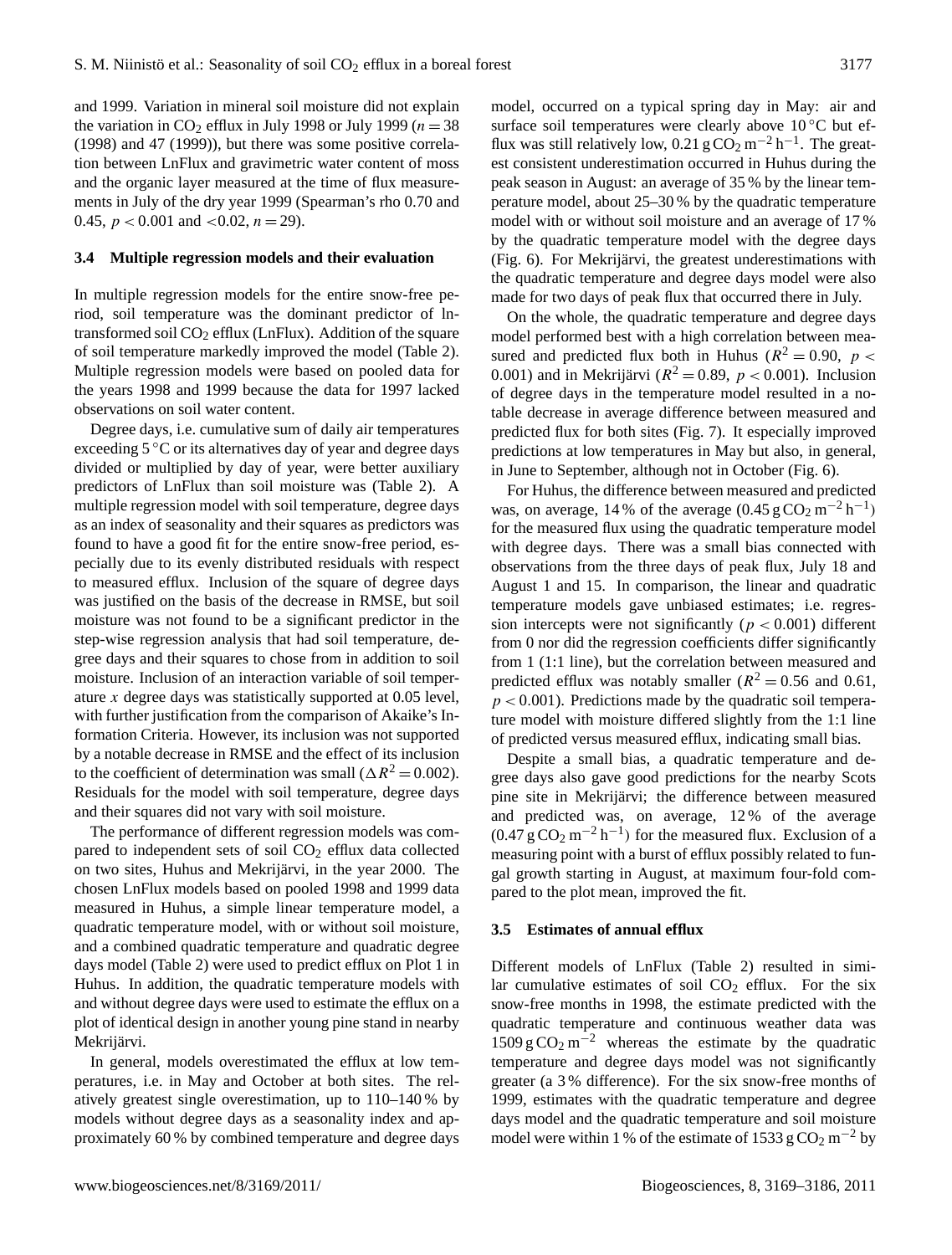and 1999. Variation in mineral soil moisture did not explain the variation in $CO_2$ efflux in July 1998 or July 1999 ($n = 38$ (1998) and 47 (1999)), but there was some positive correlation between LnFlux and gravimetric water content of moss and the organic layer measured at the time of flux measurements in July of the dry year 1999 (Spearman's rho 0.70 and 0.45, $p < 0.001$ and $< 0.02$, $n = 29$).

### 3.4 Multiple regression models and their evaluation

In multiple regression models for the entire snow-free period, soil temperature was the dominant predictor of ln-transformed soil $CO_2$ efflux (LnFlux). Addition of the square of soil temperature markedly improved the model (Table 2). Multiple regression models were based on pooled data for the years 1998 and 1999 because the data for 1997 lacked observations on soil water content.

Degree days, i.e. cumulative sum of daily air temperatures exceeding 5 °C or its alternatives day of year and degree days divided or multiplied by day of year, were better auxiliary predictors of LnFlux than soil moisture was (Table 2). A multiple regression model with soil temperature, degree days as an index of seasonality and their squares as predictors was found to have a good fit for the entire snow-free period, especially due to its evenly distributed residuals with respect to measured efflux. Inclusion of the square of degree days was justified on the basis of the decrease in RMSE, but soil moisture was not found to be a significant predictor in the step-wise regression analysis that had soil temperature, degree days and their squares to chose from in addition to soil moisture. Inclusion of an interaction variable of soil temperature $x$ degree days was statistically supported at 0.05 level, with further justification from the comparison of Akaike's Information Criteria. However, its inclusion was not supported by a notable decrease in RMSE and the effect of its inclusion to the coefficient of determination was small ($\Delta R^2 = 0.002$). Residuals for the model with soil temperature, degree days and their squares did not vary with soil moisture.

The performance of different regression models was compared to independent sets of soil $CO_2$ efflux data collected on two sites, Huhus and Mekrijärvi, in the year 2000. The chosen LnFlux models based on pooled 1998 and 1999 data measured in Huhus, a simple linear temperature model, a quadratic temperature model, with or without soil moisture, and a combined quadratic temperature and quadratic degree days model (Table 2) were used to predict efflux on Plot 1 in Huhus. In addition, the quadratic temperature models with and without degree days were used to estimate the efflux on a plot of identical design in another young pine stand in nearby Mekrijärvi.

In general, models overestimated the efflux at low temperatures, i.e. in May and October at both sites. The relatively greatest single overestimation, up to 110–140 % by models without degree days as a seasonality index and approximately 60 % by combined temperature and degree days model, occurred on a typical spring day in May: air and surface soil temperatures were clearly above 10 °C but efflux was still relatively low, 0.21 $g\,CO_2\,m^{-2}\,h^{-1}$. The greatest consistent underestimation occurred in Huhus during the peak season in August: an average of 35 % by the linear temperature model, about 25–30 % by the quadratic temperature model with or without soil moisture and an average of 17 % by the quadratic temperature model with the degree days (Fig. 6). For Mekrijärvi, the greatest underestimations with the quadratic temperature and degree days model were also made for two days of peak flux that occurred there in July.

On the whole, the quadratic temperature and degree days model performed best with a high correlation between measured and predicted flux both in Huhus ($R^2 = 0.90$, $p < 0.001$) and in Mekrijärvi ($R^2 = 0.89$, $p < 0.001$). Inclusion of degree days in the temperature model resulted in a notable decrease in average difference between measured and predicted flux for both sites (Fig. 7). It especially improved predictions at low temperatures in May but also, in general, in June to September, although not in October (Fig. 6).

For Huhus, the difference between measured and predicted was, on average, 14 % of the average (0.45 $g\,CO_2\,m^{-2}\,h^{-1}$) for the measured flux using the quadratic temperature model with degree days. There was a small bias connected with observations from the three days of peak flux, July 18 and August 1 and 15. In comparison, the linear and quadratic temperature models gave unbiased estimates; i.e. regression intercepts were not significantly ($p < 0.001$) different from 0 nor did the regression coefficients differ significantly from 1 (1:1 line), but the correlation between measured and predicted efflux was notably smaller ($R^2 = 0.56$ and 0.61, $p < 0.001$). Predictions made by the quadratic soil temperature model with moisture differed slightly from the 1:1 line of predicted versus measured efflux, indicating small bias.

Despite a small bias, a quadratic temperature and degree days also gave good predictions for the nearby Scots pine site in Mekrijärvi; the difference between measured and predicted was, on average, 12 % of the average (0.47 $g\,CO_2\,m^{-2}\,h^{-1}$) for the measured flux. Exclusion of a measuring point with a burst of efflux possibly related to fungal growth starting in August, at maximum four-fold compared to the plot mean, improved the fit.

### 3.5 Estimates of annual efflux

Different models of LnFlux (Table 2) resulted in similar cumulative estimates of soil $CO_2$ efflux. For the six snow-free months in 1998, the estimate predicted with the quadratic temperature and continuous weather data was 1509 $g\,CO_2\,m^{-2}$ whereas the estimate by the quadratic temperature and degree days model was not significantly greater (a 3 % difference). For the six snow-free months of 1999, estimates with the quadratic temperature and degree days model and the quadratic temperature and soil moisture model were within 1 % of the estimate of 1533 $g\,CO_2\,m^{-2}$ by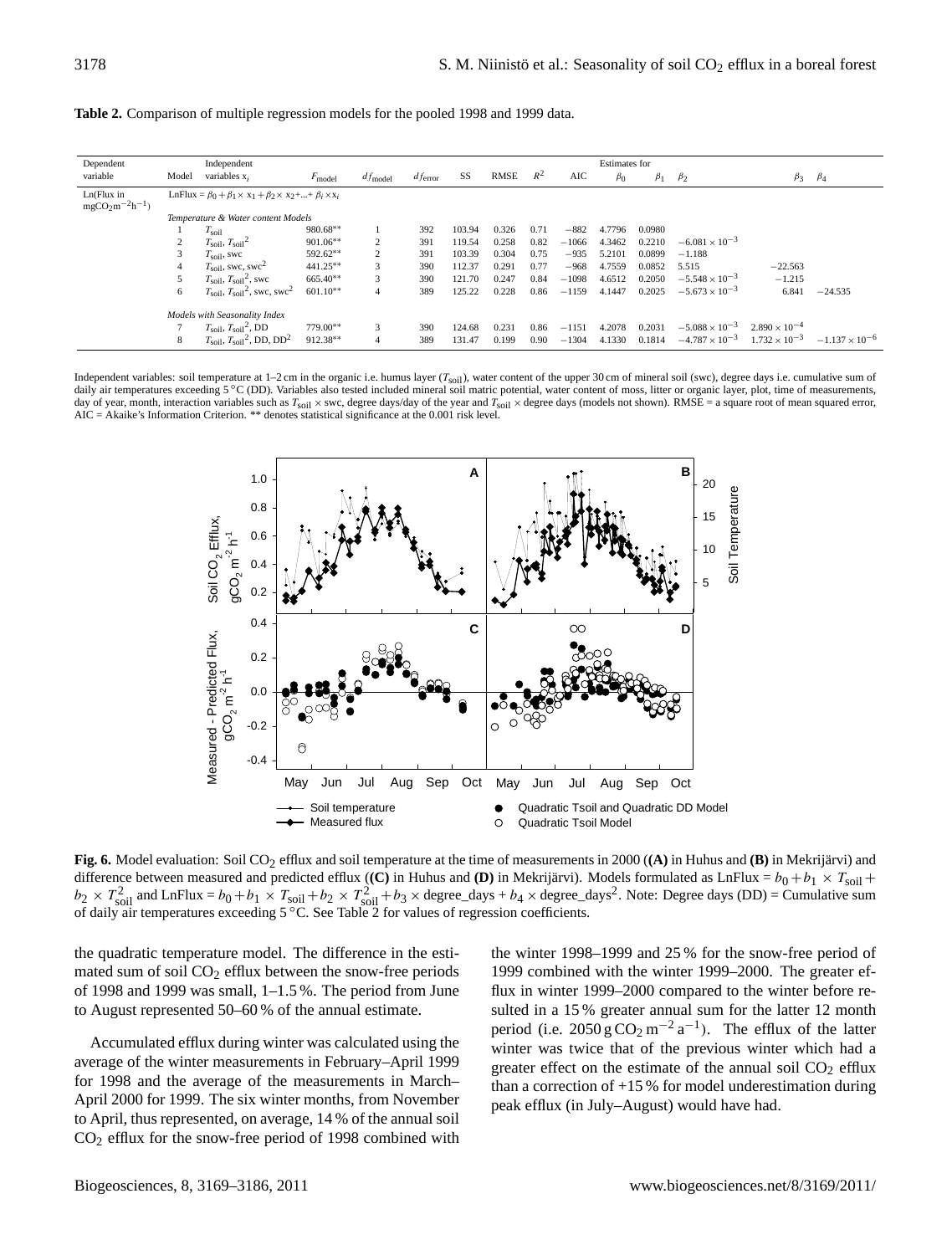**Table 2.** Comparison of multiple regression models for the pooled 1998 and 1999 data.

| Dependent variable | Model | Independent variables $x_i$ | $F_{model}$ | $df_{model}$ | $df_{error}$ | SS | RMSE | $R^2$ | AIC | Estimates for $\beta_0$ | $\beta_1$ | $\beta_2$ | $\beta_3$ | $\beta_4$ |
|---|---|---|---|---|---|---|---|---|---|---|---|---|---|---|
| Ln(Flux in $mgCO_2m^{-2}h^{-1}$) | | LnFlux = $\beta_0 + \beta_1 \times x_1 + \beta_2 \times x_2 + ... + \beta_i \times x_i$ | | | | | | | | | | | | |
| | | *Temperature & Water content Models* | | | | | | | | | | | | |
| | 1 | $T_{soil}$ | 980.68** | 1 | 392 | 103.94 | 0.326 | 0.71 | −882 | 4.7796 | 0.0980 | | | |
| | 2 | $T_{soil}$, $T_{soil}^2$ | 901.06** | 2 | 391 | 119.54 | 0.258 | 0.82 | −1066 | 4.3462 | 0.2210 | $-6.081 \times 10^{-3}$ | | |
| | 3 | $T_{soil}$, swc | 592.62** | 2 | 391 | 103.39 | 0.304 | 0.75 | −935 | 5.2101 | 0.0899 | −1.188 | | |
| | 4 | $T_{soil}$, swc, swc$^2$ | 441.25** | 3 | 390 | 112.37 | 0.291 | 0.77 | −968 | 4.7559 | 0.0852 | 5.515 | −22.563 | |
| | 5 | $T_{soil}$, $T_{soil}^2$, swc | 665.40** | 3 | 390 | 121.70 | 0.247 | 0.84 | −1098 | 4.6512 | 0.2050 | $-5.548 \times 10^{-3}$ | −1.215 | |
| | 6 | $T_{soil}$, $T_{soil}^2$, swc, swc$^2$ | 601.10** | 4 | 389 | 125.22 | 0.228 | 0.86 | −1159 | 4.1447 | 0.2025 | $-5.673 \times 10^{-3}$ | 6.841 | −24.535 |
| | | *Models with Seasonality Index* | | | | | | | | | | | | |
| | 7 | $T_{soil}$, $T_{soil}^2$, DD | 779.00** | 3 | 390 | 124.68 | 0.231 | 0.86 | −1151 | 4.2078 | 0.2031 | $-5.088 \times 10^{-3}$ | $2.890 \times 10^{-4}$ | |
| | 8 | $T_{soil}$, $T_{soil}^2$, DD, DD$^2$ | 912.38** | 4 | 389 | 131.47 | 0.199 | 0.90 | −1304 | 4.1330 | 0.1814 | $-4.787 \times 10^{-3}$ | $1.732 \times 10^{-3}$ | $-1.137 \times 10^{-6}$ |

Independent variables: soil temperature at 1–2 cm in the organic i.e. humus layer ($T_{soil}$), water content of the upper 30 cm of mineral soil (swc), degree days i.e. cumulative sum of daily air temperatures exceeding 5 °C (DD). Variables also tested included mineral soil matric potential, water content of moss, litter or organic layer, plot, time of measurements, day of year, month, interaction variables such as $T_{soil}$ × swc, degree days/day of the year and $T_{soil}$ × degree days (models not shown). RMSE = a square root of mean squared error, AIC = Akaike's Information Criterion. ** denotes statistical significance at the 0.001 risk level.

**Fig. 6.** Model evaluation: Soil $CO_2$ efflux and soil temperature at the time of measurements in 2000 (**(A)** in Huhus and **(B)** in Mekrijärvi) and difference between measured and predicted efflux (**(C)** in Huhus and **(D)** in Mekrijärvi). Models formulated as LnFlux = $b_0 + b_1 \times T_{soil} + b_2 \times T_{soil}^2$ and LnFlux = $b_0 + b_1 \times T_{soil} + b_2 \times T_{soil}^2 + b_3 \times$ degree_days + $b_4 \times$ degree_days$^2$. Note: Degree days (DD) = Cumulative sum of daily air temperatures exceeding 5 °C. See Table 2 for values of regression coefficients.

the quadratic temperature model. The difference in the estimated sum of soil $CO_2$ efflux between the snow-free periods of 1998 and 1999 was small, 1–1.5 %. The period from June to August represented 50–60 % of the annual estimate.

Accumulated efflux during winter was calculated using the average of the winter measurements in February–April 1999 for 1998 and the average of the measurements in March–April 2000 for 1999. The six winter months, from November to April, thus represented, on average, 14 % of the annual soil $CO_2$ efflux for the snow-free period of 1998 combined with the winter 1998–1999 and 25 % for the snow-free period of 1999 combined with the winter 1999–2000. The greater efflux in winter 1999–2000 compared to the winter before resulted in a 15 % greater annual sum for the latter 12 month period (i.e. 2050 g $CO_2$ $m^{-2}$ $a^{-1}$). The efflux of the latter winter was twice that of the previous winter which had a greater effect on the estimate of the annual soil $CO_2$ efflux than a correction of +15 % for model underestimation during peak efflux (in July–August) would have had.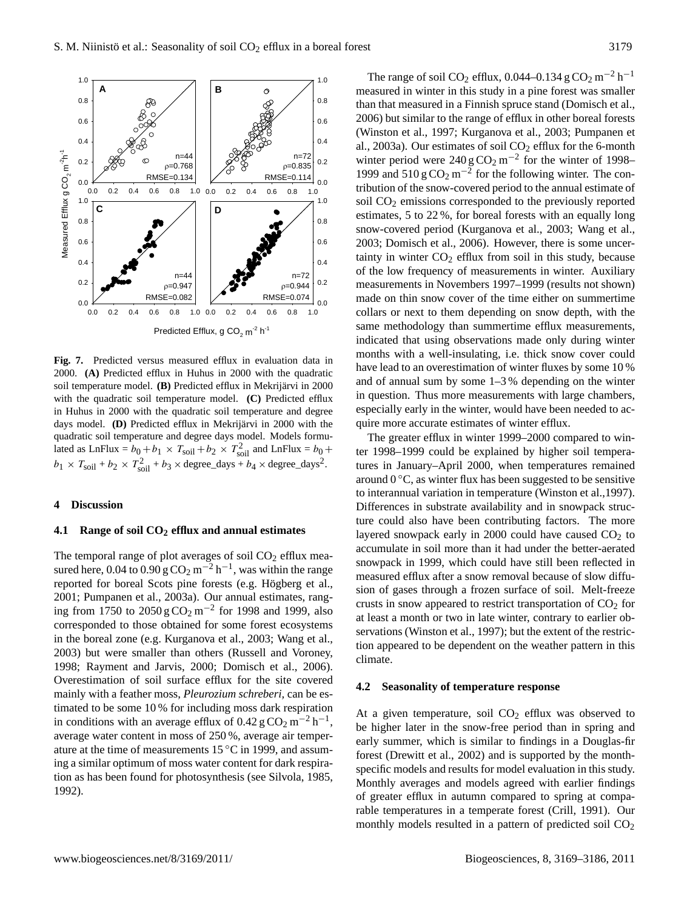**Fig. 7.** Predicted versus measured efflux in evaluation data in 2000. **(A)** Predicted efflux in Huhus in 2000 with the quadratic soil temperature model. **(B)** Predicted efflux in Mekrijärvi in 2000 with the quadratic soil temperature model. **(C)** Predicted efflux in Huhus in 2000 with the quadratic soil temperature and degree days model. **(D)** Predicted efflux in Mekrijärvi in 2000 with the quadratic soil temperature and degree days model. Models formulated as $\text{LnFlux} = b_0 + b_1 \times T_{\text{soil}} + b_2 \times T_{\text{soil}}^2$ and $\text{LnFlux} = b_0 + b_1 \times T_{\text{soil}} + b_2 \times T_{\text{soil}}^2 + b_3 \times \text{degree\_days} + b_4 \times \text{degree\_days}^2$.

## 4 Discussion

### 4.1 Range of soil $CO_2$ efflux and annual estimates

The temporal range of plot averages of soil $CO_2$ efflux measured here, 0.04 to 0.90 $\text{g CO}_2\,\text{m}^{-2}\,\text{h}^{-1}$, was within the range reported for boreal Scots pine forests (e.g. Högberg et al., 2001; Pumpanen et al., 2003a). Our annual estimates, ranging from 1750 to 2050 $\text{g CO}_2\,\text{m}^{-2}$ for 1998 and 1999, also corresponded to those obtained for some forest ecosystems in the boreal zone (e.g. Kurganova et al., 2003; Wang et al., 2003) but were smaller than others (Russell and Voroney, 1998; Rayment and Jarvis, 2000; Domisch et al., 2006). Overestimation of soil surface efflux for the site covered mainly with a feather moss, *Pleurozium schreberi*, can be estimated to be some 10 % for including moss dark respiration in conditions with an average efflux of 0.42 $\text{g CO}_2\,\text{m}^{-2}\,\text{h}^{-1}$, average water content in moss of 250 %, average air temperature at the time of measurements 15 °C in 1999, and assuming a similar optimum of moss water content for dark respiration as has been found for photosynthesis (see Silvola, 1985, 1992).

The range of soil $CO_2$ efflux, 0.044–0.134 $\text{g CO}_2\,\text{m}^{-2}\,\text{h}^{-1}$ measured in winter in this study in a pine forest was smaller than that measured in a Finnish spruce stand (Domisch et al., 2006) but similar to the range of efflux in other boreal forests (Winston et al., 1997; Kurganova et al., 2003; Pumpanen et al., 2003a). Our estimates of soil $CO_2$ efflux for the 6-month winter period were 240 $\text{g CO}_2\,\text{m}^{-2}$ for the winter of 1998–1999 and 510 $\text{g CO}_2\,\text{m}^{-2}$ for the following winter. The contribution of the snow-covered period to the annual estimate of soil $CO_2$ emissions corresponded to the previously reported estimates, 5 to 22 %, for boreal forests with an equally long snow-covered period (Kurganova et al., 2003; Wang et al., 2003; Domisch et al., 2006). However, there is some uncertainty in winter $CO_2$ efflux from soil in this study, because of the low frequency of measurements in winter. Auxiliary measurements in Novembers 1997–1999 (results not shown) made on thin snow cover of the time either on summertime collars or next to them depending on snow depth, with the same methodology than summertime efflux measurements, indicated that using observations made only during winter months with a well-insulating, i.e. thick snow cover could have lead to an overestimation of winter fluxes by some 10 % and of annual sum by some 1–3 % depending on the winter in question. Thus more measurements with large chambers, especially early in the winter, would have been needed to acquire more accurate estimates of winter efflux.

The greater efflux in winter 1999–2000 compared to winter 1998–1999 could be explained by higher soil temperatures in January–April 2000, when temperatures remained around 0 °C, as winter flux has been suggested to be sensitive to interannual variation in temperature (Winston et al.,1997). Differences in substrate availability and in snowpack structure could also have been contributing factors. The more layered snowpack early in 2000 could have caused $CO_2$ to accumulate in soil more than it had under the better-aerated snowpack in 1999, which could have still been reflected in measured efflux after a snow removal because of slow diffusion of gases through a frozen surface of soil. Melt-freeze crusts in snow appeared to restrict transportation of $CO_2$ for at least a month or two in late winter, contrary to earlier observations (Winston et al., 1997); but the extent of the restriction appeared to be dependent on the weather pattern in this climate.

### 4.2 Seasonality of temperature response

At a given temperature, soil $CO_2$ efflux was observed to be higher later in the snow-free period than in spring and early summer, which is similar to findings in a Douglas-fir forest (Drewitt et al., 2002) and is supported by the month-specific models and results for model evaluation in this study. Monthly averages and models agreed with earlier findings of greater efflux in autumn compared to spring at comparable temperatures in a temperate forest (Crill, 1991). Our monthly models resulted in a pattern of predicted soil $CO_2$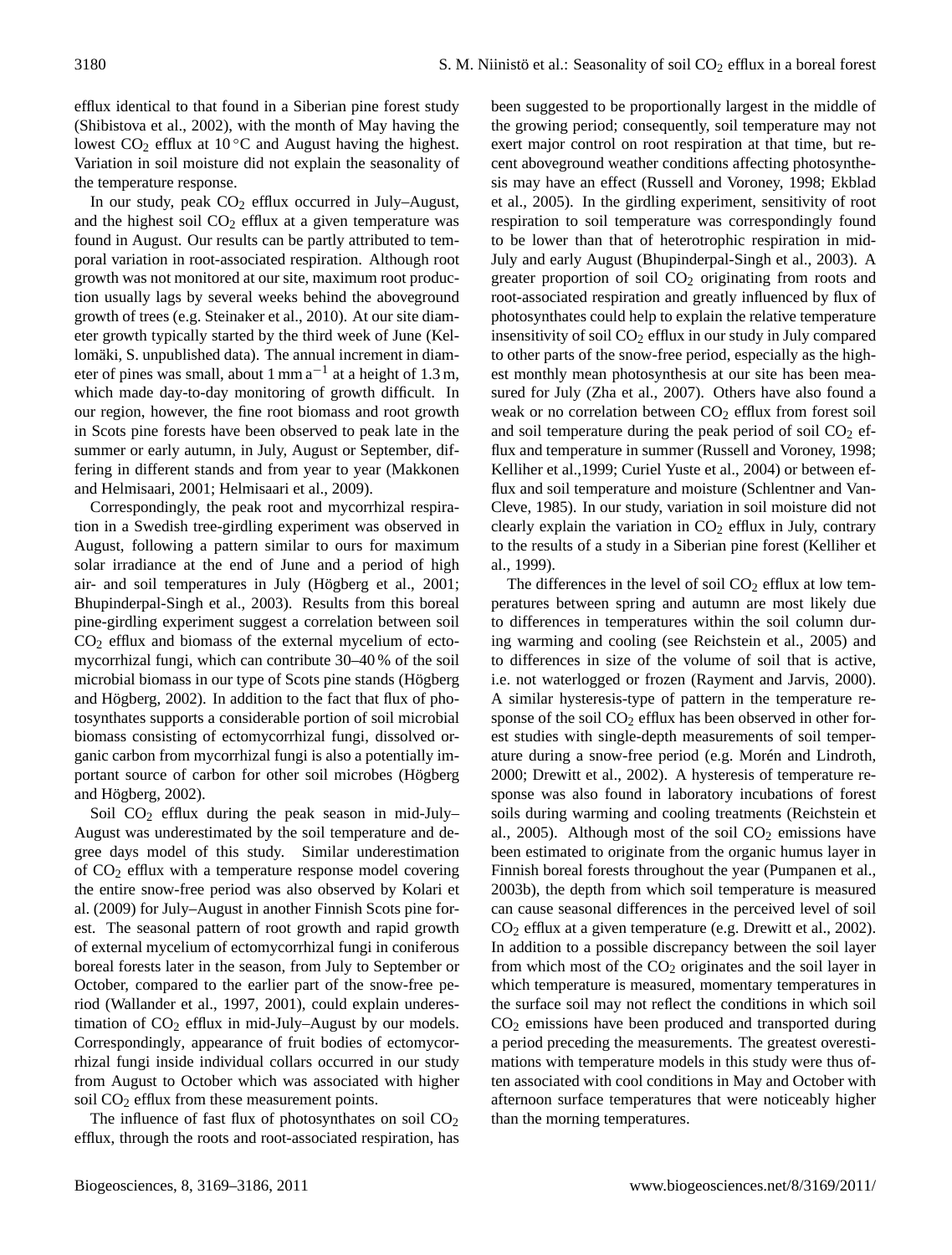efflux identical to that found in a Siberian pine forest study (Shibistova et al., 2002), with the month of May having the lowest $CO_2$ efflux at 10 °C and August having the highest. Variation in soil moisture did not explain the seasonality of the temperature response.

In our study, peak $CO_2$ efflux occurred in July–August, and the highest soil $CO_2$ efflux at a given temperature was found in August. Our results can be partly attributed to temporal variation in root-associated respiration. Although root growth was not monitored at our site, maximum root production usually lags by several weeks behind the aboveground growth of trees (e.g. Steinaker et al., 2010). At our site diameter growth typically started by the third week of June (Kellomäki, S. unpublished data). The annual increment in diameter of pines was small, about 1 mm $a^{-1}$ at a height of 1.3 m, which made day-to-day monitoring of growth difficult. In our region, however, the fine root biomass and root growth in Scots pine forests have been observed to peak late in the summer or early autumn, in July, August or September, differing in different stands and from year to year (Makkonen and Helmisaari, 2001; Helmisaari et al., 2009).

Correspondingly, the peak root and mycorrhizal respiration in a Swedish tree-girdling experiment was observed in August, following a pattern similar to ours for maximum solar irradiance at the end of June and a period of high air- and soil temperatures in July (Högberg et al., 2001; Bhupinderpal-Singh et al., 2003). Results from this boreal pine-girdling experiment suggest a correlation between soil $CO_2$ efflux and biomass of the external mycelium of ectomycorrhizal fungi, which can contribute 30–40 % of the soil microbial biomass in our type of Scots pine stands (Högberg and Högberg, 2002). In addition to the fact that flux of photosynthates supports a considerable portion of soil microbial biomass consisting of ectomycorrhizal fungi, dissolved organic carbon from mycorrhizal fungi is also a potentially important source of carbon for other soil microbes (Högberg and Högberg, 2002).

Soil $CO_2$ efflux during the peak season in mid-July–August was underestimated by the soil temperature and degree days model of this study. Similar underestimation of $CO_2$ efflux with a temperature response model covering the entire snow-free period was also observed by Kolari et al. (2009) for July–August in another Finnish Scots pine forest. The seasonal pattern of root growth and rapid growth of external mycelium of ectomycorrhizal fungi in coniferous boreal forests later in the season, from July to September or October, compared to the earlier part of the snow-free period (Wallander et al., 1997, 2001), could explain underestimation of $CO_2$ efflux in mid-July–August by our models. Correspondingly, appearance of fruit bodies of ectomycorrhizal fungi inside individual collars occurred in our study from August to October which was associated with higher soil $CO_2$ efflux from these measurement points.

The influence of fast flux of photosynthates on soil $CO_2$ efflux, through the roots and root-associated respiration, has been suggested to be proportionally largest in the middle of the growing period; consequently, soil temperature may not exert major control on root respiration at that time, but recent aboveground weather conditions affecting photosynthesis may have an effect (Russell and Voroney, 1998; Ekblad et al., 2005). In the girdling experiment, sensitivity of root respiration to soil temperature was correspondingly found to be lower than that of heterotrophic respiration in mid-July and early August (Bhupinderpal-Singh et al., 2003). A greater proportion of soil $CO_2$ originating from roots and root-associated respiration and greatly influenced by flux of photosynthates could help to explain the relative temperature insensitivity of soil $CO_2$ efflux in our study in July compared to other parts of the snow-free period, especially as the highest monthly mean photosynthesis at our site has been measured for July (Zha et al., 2007). Others have also found a weak or no correlation between $CO_2$ efflux from forest soil and soil temperature during the peak period of soil $CO_2$ efflux and temperature in summer (Russell and Voroney, 1998; Kelliher et al.,1999; Curiel Yuste et al., 2004) or between efflux and soil temperature and moisture (Schlentner and Van-Cleve, 1985). In our study, variation in soil moisture did not clearly explain the variation in $CO_2$ efflux in July, contrary to the results of a study in a Siberian pine forest (Kelliher et al., 1999).

The differences in the level of soil $CO_2$ efflux at low temperatures between spring and autumn are most likely due to differences in temperatures within the soil column during warming and cooling (see Reichstein et al., 2005) and to differences in size of the volume of soil that is active, i.e. not waterlogged or frozen (Rayment and Jarvis, 2000). A similar hysteresis-type of pattern in the temperature response of the soil $CO_2$ efflux has been observed in other forest studies with single-depth measurements of soil temperature during a snow-free period (e.g. Morén and Lindroth, 2000; Drewitt et al., 2002). A hysteresis of temperature response was also found in laboratory incubations of forest soils during warming and cooling treatments (Reichstein et al., 2005). Although most of the soil $CO_2$ emissions have been estimated to originate from the organic humus layer in Finnish boreal forests throughout the year (Pumpanen et al., 2003b), the depth from which soil temperature is measured can cause seasonal differences in the perceived level of soil $CO_2$ efflux at a given temperature (e.g. Drewitt et al., 2002). In addition to a possible discrepancy between the soil layer from which most of the $CO_2$ originates and the soil layer in which temperature is measured, momentary temperatures in the surface soil may not reflect the conditions in which soil $CO_2$ emissions have been produced and transported during a period preceding the measurements. The greatest overestimations with temperature models in this study were thus often associated with cool conditions in May and October with afternoon surface temperatures that were noticeably higher than the morning temperatures.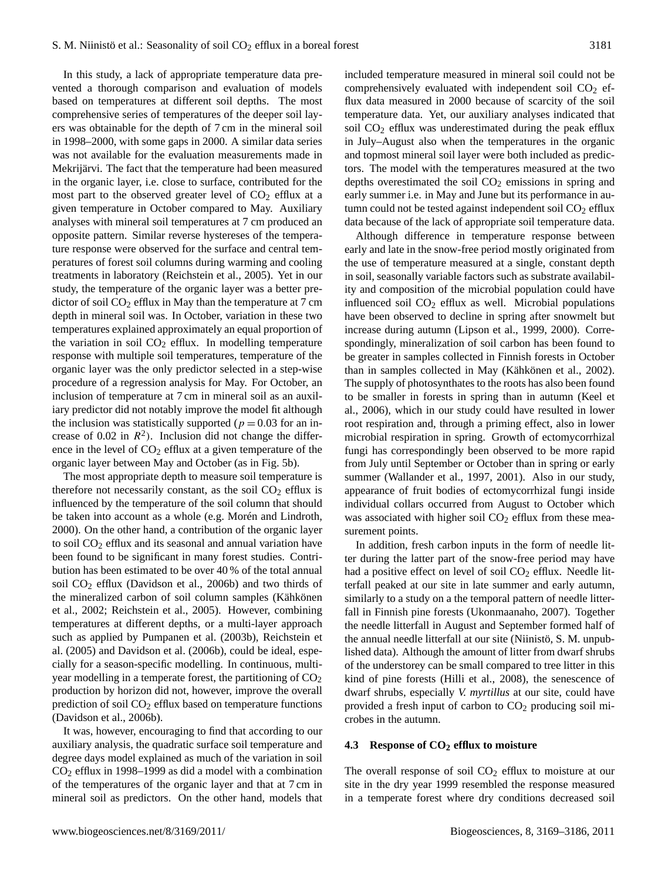In this study, a lack of appropriate temperature data prevented a thorough comparison and evaluation of models based on temperatures at different soil depths. The most comprehensive series of temperatures of the deeper soil layers was obtainable for the depth of 7 cm in the mineral soil in 1998–2000, with some gaps in 2000. A similar data series was not available for the evaluation measurements made in Mekrijärvi. The fact that the temperature had been measured in the organic layer, i.e. close to surface, contributed for the most part to the observed greater level of $CO_2$ efflux at a given temperature in October compared to May. Auxiliary analyses with mineral soil temperatures at 7 cm produced an opposite pattern. Similar reverse hystereses of the temperature response were observed for the surface and central temperatures of forest soil columns during warming and cooling treatments in laboratory (Reichstein et al., 2005). Yet in our study, the temperature of the organic layer was a better predictor of soil $CO_2$ efflux in May than the temperature at 7 cm depth in mineral soil was. In October, variation in these two temperatures explained approximately an equal proportion of the variation in soil $CO_2$ efflux. In modelling temperature response with multiple soil temperatures, temperature of the organic layer was the only predictor selected in a step-wise procedure of a regression analysis for May. For October, an inclusion of temperature at 7 cm in mineral soil as an auxiliary predictor did not notably improve the model fit although the inclusion was statistically supported ($p = 0.03$ for an increase of 0.02 in $R^2$). Inclusion did not change the difference in the level of $CO_2$ efflux at a given temperature of the organic layer between May and October (as in Fig. 5b).

The most appropriate depth to measure soil temperature is therefore not necessarily constant, as the soil $CO_2$ efflux is influenced by the temperature of the soil column that should be taken into account as a whole (e.g. Morén and Lindroth, 2000). On the other hand, a contribution of the organic layer to soil $CO_2$ efflux and its seasonal and annual variation have been found to be significant in many forest studies. Contribution has been estimated to be over 40 % of the total annual soil $CO_2$ efflux (Davidson et al., 2006b) and two thirds of the mineralized carbon of soil column samples (Kähkönen et al., 2002; Reichstein et al., 2005). However, combining temperatures at different depths, or a multi-layer approach such as applied by Pumpanen et al. (2003b), Reichstein et al. (2005) and Davidson et al. (2006b), could be ideal, especially for a season-specific modelling. In continuous, multi-year modelling in a temperate forest, the partitioning of $CO_2$ production by horizon did not, however, improve the overall prediction of soil $CO_2$ efflux based on temperature functions (Davidson et al., 2006b).

It was, however, encouraging to find that according to our auxiliary analysis, the quadratic surface soil temperature and degree days model explained as much of the variation in soil $CO_2$ efflux in 1998–1999 as did a model with a combination of the temperatures of the organic layer and that at 7 cm in mineral soil as predictors. On the other hand, models that included temperature measured in mineral soil could not be comprehensively evaluated with independent soil $CO_2$ efflux data measured in 2000 because of scarcity of the soil temperature data. Yet, our auxiliary analyses indicated that soil $CO_2$ efflux was underestimated during the peak efflux in July–August also when the temperatures in the organic and topmost mineral soil layer were both included as predictors. The model with the temperatures measured at the two depths overestimated the soil $CO_2$ emissions in spring and early summer i.e. in May and June but its performance in autumn could not be tested against independent soil $CO_2$ efflux data because of the lack of appropriate soil temperature data.

Although difference in temperature response between early and late in the snow-free period mostly originated from the use of temperature measured at a single, constant depth in soil, seasonally variable factors such as substrate availability and composition of the microbial population could have influenced soil $CO_2$ efflux as well. Microbial populations have been observed to decline in spring after snowmelt but increase during autumn (Lipson et al., 1999, 2000). Correspondingly, mineralization of soil carbon has been found to be greater in samples collected in Finnish forests in October than in samples collected in May (Kähkönen et al., 2002). The supply of photosynthates to the roots has also been found to be smaller in forests in spring than in autumn (Keel et al., 2006), which in our study could have resulted in lower root respiration and, through a priming effect, also in lower microbial respiration in spring. Growth of ectomycorrhizal fungi has correspondingly been observed to be more rapid from July until September or October than in spring or early summer (Wallander et al., 1997, 2001). Also in our study, appearance of fruit bodies of ectomycorrhizal fungi inside individual collars occurred from August to October which was associated with higher soil $CO_2$ efflux from these measurement points.

In addition, fresh carbon inputs in the form of needle litter during the latter part of the snow-free period may have had a positive effect on level of soil $CO_2$ efflux. Needle litterfall peaked at our site in late summer and early autumn, similarly to a study on a the temporal pattern of needle litterfall in Finnish pine forests (Ukonmaanaho, 2007). Together the needle litterfall in August and September formed half of the annual needle litterfall at our site (Niinistö, S. M. unpublished data). Although the amount of litter from dwarf shrubs of the understorey can be small compared to tree litter in this kind of pine forests (Hilli et al., 2008), the senescence of dwarf shrubs, especially *V. myrtillus* at our site, could have provided a fresh input of carbon to $CO_2$ producing soil microbes in the autumn.

### 4.3 Response of $CO_2$ efflux to moisture

The overall response of soil $CO_2$ efflux to moisture at our site in the dry year 1999 resembled the response measured in a temperate forest where dry conditions decreased soil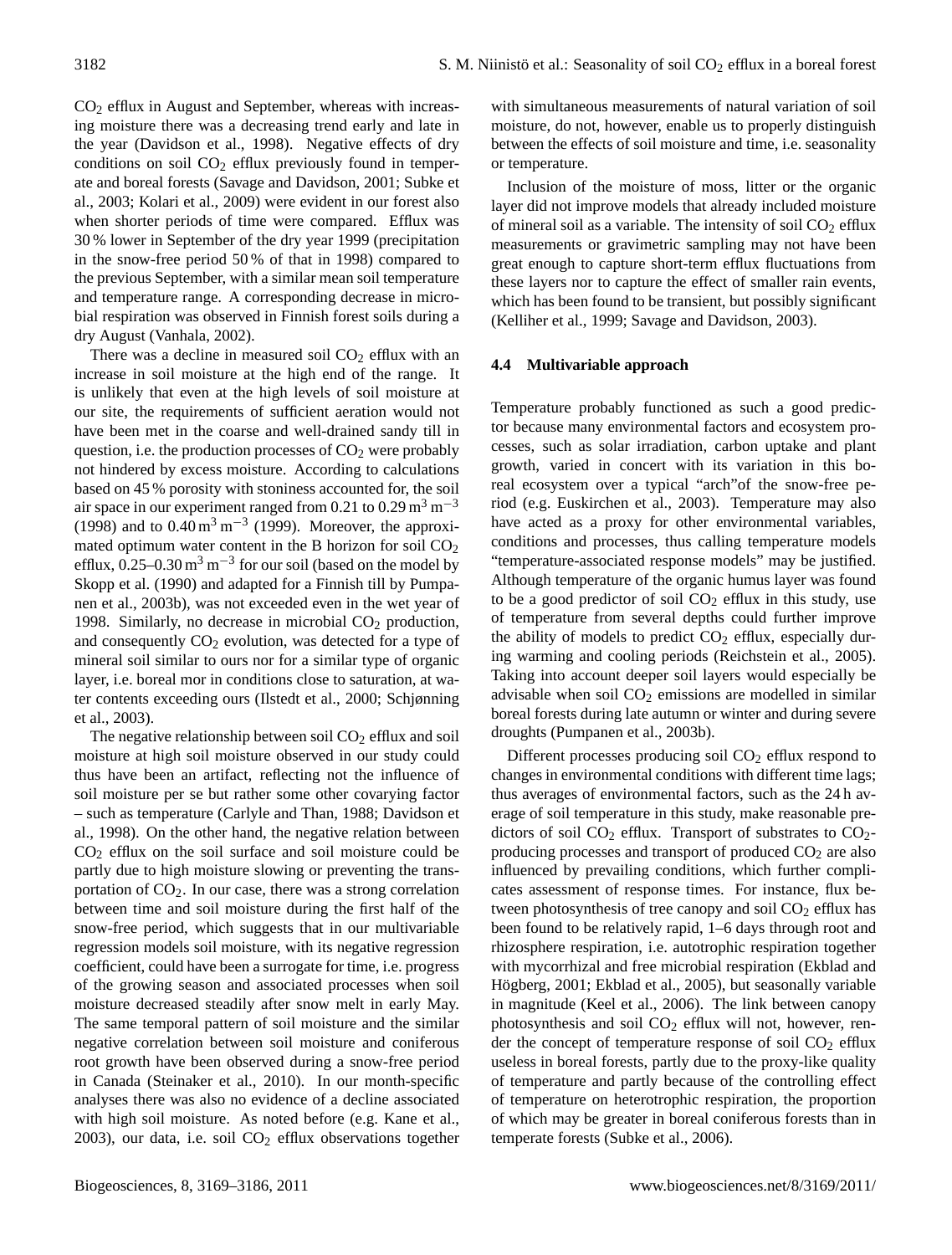$CO_2$ efflux in August and September, whereas with increasing moisture there was a decreasing trend early and late in the year (Davidson et al., 1998). Negative effects of dry conditions on soil $CO_2$ efflux previously found in temperate and boreal forests (Savage and Davidson, 2001; Subke et al., 2003; Kolari et al., 2009) were evident in our forest also when shorter periods of time were compared. Efflux was 30 % lower in September of the dry year 1999 (precipitation in the snow-free period 50 % of that in 1998) compared to the previous September, with a similar mean soil temperature and temperature range. A corresponding decrease in microbial respiration was observed in Finnish forest soils during a dry August (Vanhala, 2002).

There was a decline in measured soil $CO_2$ efflux with an increase in soil moisture at the high end of the range. It is unlikely that even at the high levels of soil moisture at our site, the requirements of sufficient aeration would not have been met in the coarse and well-drained sandy till in question, i.e. the production processes of $CO_2$ were probably not hindered by excess moisture. According to calculations based on 45 % porosity with stoniness accounted for, the soil air space in our experiment ranged from 0.21 to 0.29 $m^3\,m^{-3}$ (1998) and to 0.40 $m^3\,m^{-3}$ (1999). Moreover, the approximated optimum water content in the B horizon for soil $CO_2$ efflux, 0.25–0.30 $m^3\,m^{-3}$ for our soil (based on the model by Skopp et al. (1990) and adapted for a Finnish till by Pumpanen et al., 2003b), was not exceeded even in the wet year of 1998. Similarly, no decrease in microbial $CO_2$ production, and consequently $CO_2$ evolution, was detected for a type of mineral soil similar to ours nor for a similar type of organic layer, i.e. boreal mor in conditions close to saturation, at water contents exceeding ours (Ilstedt et al., 2000; Schjønning et al., 2003).

The negative relationship between soil $CO_2$ efflux and soil moisture at high soil moisture observed in our study could thus have been an artifact, reflecting not the influence of soil moisture per se but rather some other covarying factor – such as temperature (Carlyle and Than, 1988; Davidson et al., 1998). On the other hand, the negative relation between $CO_2$ efflux on the soil surface and soil moisture could be partly due to high moisture slowing or preventing the transportation of $CO_2$. In our case, there was a strong correlation between time and soil moisture during the first half of the snow-free period, which suggests that in our multivariable regression models soil moisture, with its negative regression coefficient, could have been a surrogate for time, i.e. progress of the growing season and associated processes when soil moisture decreased steadily after snow melt in early May. The same temporal pattern of soil moisture and the similar negative correlation between soil moisture and coniferous root growth have been observed during a snow-free period in Canada (Steinaker et al., 2010). In our month-specific analyses there was also no evidence of a decline associated with high soil moisture. As noted before (e.g. Kane et al., 2003), our data, i.e. soil $CO_2$ efflux observations together with simultaneous measurements of natural variation of soil moisture, do not, however, enable us to properly distinguish between the effects of soil moisture and time, i.e. seasonality or temperature.

Inclusion of the moisture of moss, litter or the organic layer did not improve models that already included moisture of mineral soil as a variable. The intensity of soil $CO_2$ efflux measurements or gravimetric sampling may not have been great enough to capture short-term efflux fluctuations from these layers nor to capture the effect of smaller rain events, which has been found to be transient, but possibly significant (Kelliher et al., 1999; Savage and Davidson, 2003).

### 4.4 Multivariable approach

Temperature probably functioned as such a good predictor because many environmental factors and ecosystem processes, such as solar irradiation, carbon uptake and plant growth, varied in concert with its variation in this boreal ecosystem over a typical "arch"of the snow-free period (e.g. Euskirchen et al., 2003). Temperature may also have acted as a proxy for other environmental variables, conditions and processes, thus calling temperature models "temperature-associated response models" may be justified. Although temperature of the organic humus layer was found to be a good predictor of soil $CO_2$ efflux in this study, use of temperature from several depths could further improve the ability of models to predict $CO_2$ efflux, especially during warming and cooling periods (Reichstein et al., 2005). Taking into account deeper soil layers would especially be advisable when soil $CO_2$ emissions are modelled in similar boreal forests during late autumn or winter and during severe droughts (Pumpanen et al., 2003b).

Different processes producing soil $CO_2$ efflux respond to changes in environmental conditions with different time lags; thus averages of environmental factors, such as the 24 h average of soil temperature in this study, make reasonable predictors of soil $CO_2$ efflux. Transport of substrates to $CO_2$-producing processes and transport of produced $CO_2$ are also influenced by prevailing conditions, which further complicates assessment of response times. For instance, flux between photosynthesis of tree canopy and soil $CO_2$ efflux has been found to be relatively rapid, 1–6 days through root and rhizosphere respiration, i.e. autotrophic respiration together with mycorrhizal and free microbial respiration (Ekblad and Högberg, 2001; Ekblad et al., 2005), but seasonally variable in magnitude (Keel et al., 2006). The link between canopy photosynthesis and soil $CO_2$ efflux will not, however, render the concept of temperature response of soil $CO_2$ efflux useless in boreal forests, partly due to the proxy-like quality of temperature and partly because of the controlling effect of temperature on heterotrophic respiration, the proportion of which may be greater in boreal coniferous forests than in temperate forests (Subke et al., 2006).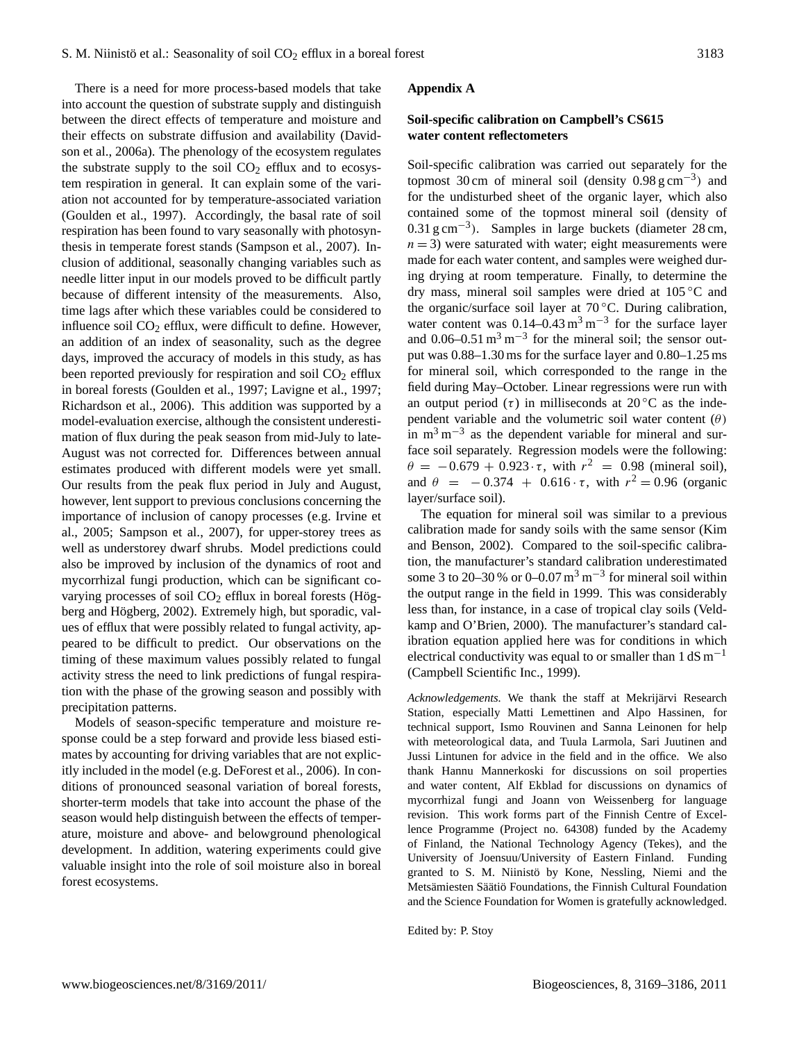There is a need for more process-based models that take into account the question of substrate supply and distinguish between the direct effects of temperature and moisture and their effects on substrate diffusion and availability (Davidson et al., 2006a). The phenology of the ecosystem regulates the substrate supply to the soil $CO_2$ efflux and to ecosystem respiration in general. It can explain some of the variation not accounted for by temperature-associated variation (Goulden et al., 1997). Accordingly, the basal rate of soil respiration has been found to vary seasonally with photosynthesis in temperate forest stands (Sampson et al., 2007). Inclusion of additional, seasonally changing variables such as needle litter input in our models proved to be difficult partly because of different intensity of the measurements. Also, time lags after which these variables could be considered to influence soil $CO_2$ efflux, were difficult to define. However, an addition of an index of seasonality, such as the degree days, improved the accuracy of models in this study, as has been reported previously for respiration and soil $CO_2$ efflux in boreal forests (Goulden et al., 1997; Lavigne et al., 1997; Richardson et al., 2006). This addition was supported by a model-evaluation exercise, although the consistent underestimation of flux during the peak season from mid-July to late-August was not corrected for. Differences between annual estimates produced with different models were yet small. Our results from the peak flux period in July and August, however, lent support to previous conclusions concerning the importance of inclusion of canopy processes (e.g. Irvine et al., 2005; Sampson et al., 2007), for upper-storey trees as well as understorey dwarf shrubs. Model predictions could also be improved by inclusion of the dynamics of root and mycorrhizal fungi production, which can be significant co-varying processes of soil $CO_2$ efflux in boreal forests (Högberg and Högberg, 2002). Extremely high, but sporadic, values of efflux that were possibly related to fungal activity, appeared to be difficult to predict. Our observations on the timing of these maximum values possibly related to fungal activity stress the need to link predictions of fungal respiration with the phase of the growing season and possibly with precipitation patterns.

Models of season-specific temperature and moisture response could be a step forward and provide less biased estimates by accounting for driving variables that are not explicitly included in the model (e.g. DeForest et al., 2006). In conditions of pronounced seasonal variation of boreal forests, shorter-term models that take into account the phase of the season would help distinguish between the effects of temperature, moisture and above- and belowground phenological development. In addition, watering experiments could give valuable insight into the role of soil moisture also in boreal forest ecosystems.

## Appendix A

### Soil-specific calibration on Campbell's CS615 water content reflectometers

Soil-specific calibration was carried out separately for the topmost 30 cm of mineral soil (density $0.98\,\mathrm{g\,cm^{-3}}$) and for the undisturbed sheet of the organic layer, which also contained some of the topmost mineral soil (density of $0.31\,\mathrm{g\,cm^{-3}}$). Samples in large buckets (diameter 28 cm, $n = 3$) were saturated with water; eight measurements were made for each water content, and samples were weighed during drying at room temperature. Finally, to determine the dry mass, mineral soil samples were dried at 105 °C and the organic/surface soil layer at 70 °C. During calibration, water content was $0.14$–$0.43\,\mathrm{m^3\,m^{-3}}$ for the surface layer and $0.06$–$0.51\,\mathrm{m^3\,m^{-3}}$ for the mineral soil; the sensor output was 0.88–1.30 ms for the surface layer and 0.80–1.25 ms for mineral soil, which corresponded to the range in the field during May–October. Linear regressions were run with an output period ($\tau$) in milliseconds at 20 °C as the independent variable and the volumetric soil water content ($\theta$) in $\mathrm{m^3\,m^{-3}}$ as the dependent variable for mineral and surface soil separately. Regression models were the following: $\theta = -0.679 + 0.923 \cdot \tau$, with $r^2 = 0.98$ (mineral soil), and $\theta = -0.374 + 0.616 \cdot \tau$, with $r^2 = 0.96$ (organic layer/surface soil).

The equation for mineral soil was similar to a previous calibration made for sandy soils with the same sensor (Kim and Benson, 2002). Compared to the soil-specific calibration, the manufacturer's standard calibration underestimated some 3 to 20–30 % or $0$–$0.07\,\mathrm{m^3\,m^{-3}}$ for mineral soil within the output range in the field in 1999. This was considerably less than, for instance, in a case of tropical clay soils (Veldkamp and O'Brien, 2000). The manufacturer's standard calibration equation applied here was for conditions in which electrical conductivity was equal to or smaller than $1\,\mathrm{dS\,m^{-1}}$ (Campbell Scientific Inc., 1999).

*Acknowledgements.* We thank the staff at Mekrijärvi Research Station, especially Matti Lemettinen and Alpo Hassinen, for technical support, Ismo Rouvinen and Sanna Leinonen for help with meteorological data, and Tuula Larmola, Sari Juutinen and Jussi Lintunen for advice in the field and in the office. We also thank Hannu Mannerkoski for discussions on soil properties and water content, Alf Ekblad for discussions on dynamics of mycorrhizal fungi and Joann von Weissenberg for language revision. This work forms part of the Finnish Centre of Excellence Programme (Project no. 64308) funded by the Academy of Finland, the National Technology Agency (Tekes), and the University of Joensuu/University of Eastern Finland. Funding granted to S. M. Niinistö by Kone, Nessling, Niemi and the Metsämiesten Säätiö Foundations, the Finnish Cultural Foundation and the Science Foundation for Women is gratefully acknowledged.

Edited by: P. Stoy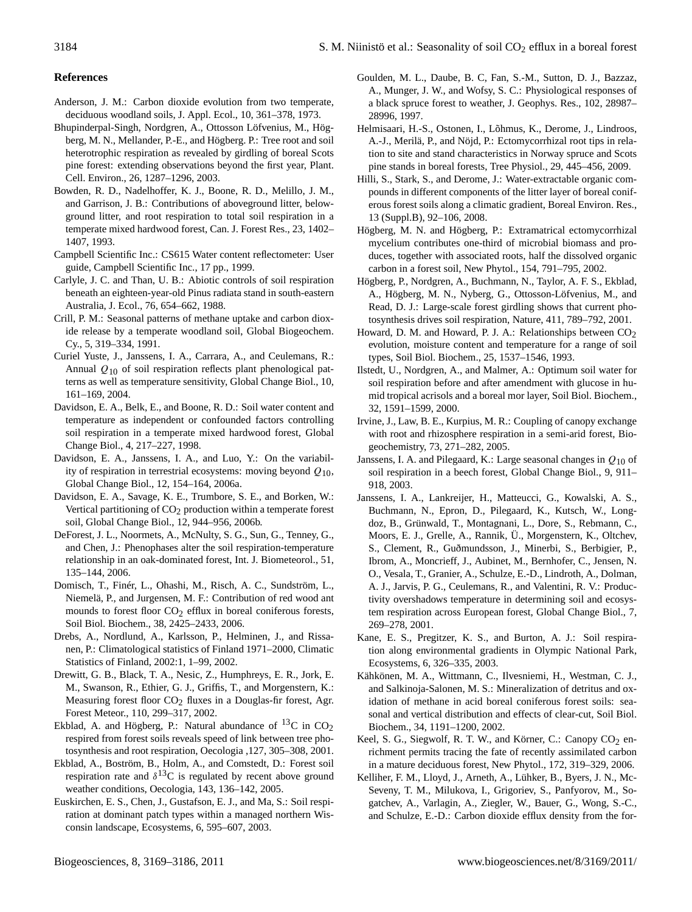## References

Anderson, J. M.: Carbon dioxide evolution from two temperate, deciduous woodland soils, J. Appl. Ecol., 10, 361–378, 1973.

Bhupinderpal-Singh, Nordgren, A., Ottosson Löfvenius, M., Högberg, M. N., Mellander, P.-E., and Högberg. P.: Tree root and soil heterotrophic respiration as revealed by girdling of boreal Scots pine forest: extending observations beyond the first year, Plant. Cell. Environ., 26, 1287–1296, 2003.

Bowden, R. D., Nadelhoffer, K. J., Boone, R. D., Melillo, J. M., and Garrison, J. B.: Contributions of aboveground litter, belowground litter, and root respiration to total soil respiration in a temperate mixed hardwood forest, Can. J. Forest Res., 23, 1402–1407, 1993.

Campbell Scientific Inc.: CS615 Water content reflectometer: User guide, Campbell Scientific Inc., 17 pp., 1999.

Carlyle, J. C. and Than, U. B.: Abiotic controls of soil respiration beneath an eighteen-year-old Pinus radiata stand in south-eastern Australia, J. Ecol., 76, 654–662, 1988.

Crill, P. M.: Seasonal patterns of methane uptake and carbon dioxide release by a temperate woodland soil, Global Biogeochem. Cy., 5, 319–334, 1991.

Curiel Yuste, J., Janssens, I. A., Carrara, A., and Ceulemans, R.: Annual $Q_{10}$ of soil respiration reflects plant phenological patterns as well as temperature sensitivity, Global Change Biol., 10, 161–169, 2004.

Davidson, E. A., Belk, E., and Boone, R. D.: Soil water content and temperature as independent or confounded factors controlling soil respiration in a temperate mixed hardwood forest, Global Change Biol., 4, 217–227, 1998.

Davidson, E. A., Janssens, I. A., and Luo, Y.: On the variability of respiration in terrestrial ecosystems: moving beyond $Q_{10}$, Global Change Biol., 12, 154–164, 2006a.

Davidson, E. A., Savage, K. E., Trumbore, S. E., and Borken, W.: Vertical partitioning of $CO_2$ production within a temperate forest soil, Global Change Biol., 12, 944–956, 2006b.

DeForest, J. L., Noormets, A., McNulty, S. G., Sun, G., Tenney, G., and Chen, J.: Phenophases alter the soil respiration-temperature relationship in an oak-dominated forest, Int. J. Biometeorol., 51, 135–144, 2006.

Domisch, T., Finér, L., Ohashi, M., Risch, A. C., Sundström, L., Niemelä, P., and Jurgensen, M. F.: Contribution of red wood ant mounds to forest floor $CO_2$ efflux in boreal coniferous forests, Soil Biol. Biochem., 38, 2425–2433, 2006.

Drebs, A., Nordlund, A., Karlsson, P., Helminen, J., and Rissanen, P.: Climatological statistics of Finland 1971–2000, Climatic Statistics of Finland, 2002:1, 1–99, 2002.

Drewitt, G. B., Black, T. A., Nesic, Z., Humphreys, E. R., Jork, E. M., Swanson, R., Ethier, G. J., Griffis, T., and Morgenstern, K.: Measuring forest floor $CO_2$ fluxes in a Douglas-fir forest, Agr. Forest Meteor., 110, 299–317, 2002.

Ekblad, A. and Högberg, P.: Natural abundance of $^{13}C$ in $CO_2$ respired from forest soils reveals speed of link between tree photosynthesis and root respiration, Oecologia ,127, 305–308, 2001.

Ekblad, A., Boström, B., Holm, A., and Comstedt, D.: Forest soil respiration rate and $\delta^{13}C$ is regulated by recent above ground weather conditions, Oecologia, 143, 136–142, 2005.

Euskirchen, E. S., Chen, J., Gustafson, E. J., and Ma, S.: Soil respiration at dominant patch types within a managed northern Wisconsin landscape, Ecosystems, 6, 595–607, 2003.

Goulden, M. L., Daube, B. C, Fan, S.-M., Sutton, D. J., Bazzaz, A., Munger, J. W., and Wofsy, S. C.: Physiological responses of a black spruce forest to weather, J. Geophys. Res., 102, 28987–28996, 1997.

Helmisaari, H.-S., Ostonen, I., Lõhmus, K., Derome, J., Lindroos, A.-J., Merilä, P., and Nöjd, P.: Ectomycorrhizal root tips in relation to site and stand characteristics in Norway spruce and Scots pine stands in boreal forests, Tree Physiol., 29, 445–456, 2009.

Hilli, S., Stark, S., and Derome, J.: Water-extractable organic compounds in different components of the litter layer of boreal coniferous forest soils along a climatic gradient, Boreal Environ. Res., 13 (Suppl.B), 92–106, 2008.

Högberg, M. N. and Högberg, P.: Extramatrical ectomycorrhizal mycelium contributes one-third of microbial biomass and produces, together with associated roots, half the dissolved organic carbon in a forest soil, New Phytol., 154, 791–795, 2002.

Högberg, P., Nordgren, A., Buchmann, N., Taylor, A. F. S., Ekblad, A., Högberg, M. N., Nyberg, G., Ottosson-Löfvenius, M., and Read, D. J.: Large-scale forest girdling shows that current photosynthesis drives soil respiration, Nature, 411, 789–792, 2001.

Howard, D. M. and Howard, P. J. A.: Relationships between $CO_2$ evolution, moisture content and temperature for a range of soil types, Soil Biol. Biochem., 25, 1537–1546, 1993.

Ilstedt, U., Nordgren, A., and Malmer, A.: Optimum soil water for soil respiration before and after amendment with glucose in humid tropical acrisols and a boreal mor layer, Soil Biol. Biochem., 32, 1591–1599, 2000.

Irvine, J., Law, B. E., Kurpius, M. R.: Coupling of canopy exchange with root and rhizosphere respiration in a semi-arid forest, Biogeochemistry, 73, 271–282, 2005.

Janssens, I. A. and Pilegaard, K.: Large seasonal changes in $Q_{10}$ of soil respiration in a beech forest, Global Change Biol., 9, 911–918, 2003.

Janssens, I. A., Lankreijer, H., Matteucci, G., Kowalski, A. S., Buchmann, N., Epron, D., Pilegaard, K., Kutsch, W., Longdoz, B., Grünwald, T., Montagnani, L., Dore, S., Rebmann, C., Moors, E. J., Grelle, A., Rannik, Ü., Morgenstern, K., Oltchev, S., Clement, R., Guðmundsson, J., Minerbi, S., Berbigier, P., Ibrom, A., Moncrieff, J., Aubinet, M., Bernhofer, C., Jensen, N. O., Vesala, T., Granier, A., Schulze, E.-D., Lindroth, A., Dolman, A. J., Jarvis, P. G., Ceulemans, R., and Valentini, R. V.: Productivity overshadows temperature in determining soil and ecosystem respiration across European forest, Global Change Biol., 7, 269–278, 2001.

Kane, E. S., Pregitzer, K. S., and Burton, A. J.: Soil respiration along environmental gradients in Olympic National Park, Ecosystems, 6, 326–335, 2003.

Kähkönen, M. A., Wittmann, C., Ilvesniemi, H., Westman, C. J., and Salkinoja-Salonen, M. S.: Mineralization of detritus and oxidation of methane in acid boreal coniferous forest soils: seasonal and vertical distribution and effects of clear-cut, Soil Biol. Biochem., 34, 1191–1200, 2002.

Keel, S. G., Siegwolf, R. T. W., and Körner, C.: Canopy $CO_2$ enrichment permits tracing the fate of recently assimilated carbon in a mature deciduous forest, New Phytol., 172, 319–329, 2006.

Kelliher, F. M., Lloyd, J., Arneth, A., Lühker, B., Byers, J. N., McSeveny, T. M., Milukova, I., Grigoriev, S., Panfyorov, M., Sogatchev, A., Varlagin, A., Ziegler, W., Bauer, G., Wong, S.-C., and Schulze, E.-D.: Carbon dioxide efflux density from the for-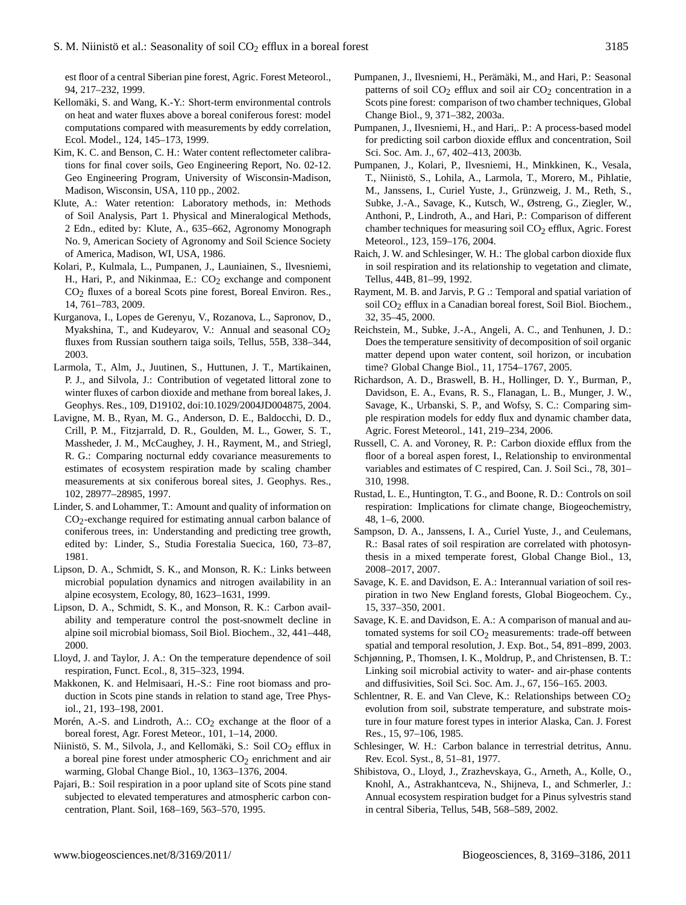est floor of a central Siberian pine forest, Agric. Forest Meteorol., 94, 217–232, 1999.

Kellomäki, S. and Wang, K.-Y.: Short-term environmental controls on heat and water fluxes above a boreal coniferous forest: model computations compared with measurements by eddy correlation, Ecol. Model., 124, 145–173, 1999.

Kim, K. C. and Benson, C. H.: Water content reflectometer calibrations for final cover soils, Geo Engineering Report, No. 02-12. Geo Engineering Program, University of Wisconsin-Madison, Madison, Wisconsin, USA, 110 pp., 2002.

Klute, A.: Water retention: Laboratory methods, in: Methods of Soil Analysis, Part 1. Physical and Mineralogical Methods, 2 Edn., edited by: Klute, A., 635–662, Agronomy Monograph No. 9, American Society of Agronomy and Soil Science Society of America, Madison, WI, USA, 1986.

Kolari, P., Kulmala, L., Pumpanen, J., Launiainen, S., Ilvesniemi, H., Hari, P., and Nikinmaa, E.: $CO_2$ exchange and component $CO_2$ fluxes of a boreal Scots pine forest, Boreal Environ. Res., 14, 761–783, 2009.

Kurganova, I., Lopes de Gerenyu, V., Rozanova, L., Sapronov, D., Myakshina, T., and Kudeyarov, V.: Annual and seasonal $CO_2$ fluxes from Russian southern taiga soils, Tellus, 55B, 338–344, 2003.

Larmola, T., Alm, J., Juutinen, S., Huttunen, J. T., Martikainen, P. J., and Silvola, J.: Contribution of vegetated littoral zone to winter fluxes of carbon dioxide and methane from boreal lakes, J. Geophys. Res., 109, D19102, doi:10.1029/2004JD004875, 2004.

Lavigne, M. B., Ryan, M. G., Anderson, D. E., Baldocchi, D. D., Crill, P. M., Fitzjarrald, D. R., Goulden, M. L., Gower, S. T., Massheder, J. M., McCaughey, J. H., Rayment, M., and Striegl, R. G.: Comparing nocturnal eddy covariance measurements to estimates of ecosystem respiration made by scaling chamber measurements at six coniferous boreal sites, J. Geophys. Res., 102, 28977–28985, 1997.

Linder, S. and Lohammer, T.: Amount and quality of information on $CO_2$-exchange required for estimating annual carbon balance of coniferous trees, in: Understanding and predicting tree growth, edited by: Linder, S., Studia Forestalia Suecica, 160, 73–87, 1981.

Lipson, D. A., Schmidt, S. K., and Monson, R. K.: Links between microbial population dynamics and nitrogen availability in an alpine ecosystem, Ecology, 80, 1623–1631, 1999.

Lipson, D. A., Schmidt, S. K., and Monson, R. K.: Carbon availability and temperature control the post-snowmelt decline in alpine soil microbial biomass, Soil Biol. Biochem., 32, 441–448, 2000.

Lloyd, J. and Taylor, J. A.: On the temperature dependence of soil respiration, Funct. Ecol., 8, 315–323, 1994.

Makkonen, K. and Helmisaari, H.-S.: Fine root biomass and production in Scots pine stands in relation to stand age, Tree Physiol., 21, 193–198, 2001.

Morén, A.-S. and Lindroth, A.:. $CO_2$ exchange at the floor of a boreal forest, Agr. Forest Meteor., 101, 1–14, 2000.

Niinistö, S. M., Silvola, J., and Kellomäki, S.: Soil $CO_2$ efflux in a boreal pine forest under atmospheric $CO_2$ enrichment and air warming, Global Change Biol., 10, 1363–1376, 2004.

Pajari, B.: Soil respiration in a poor upland site of Scots pine stand subjected to elevated temperatures and atmospheric carbon concentration, Plant. Soil, 168–169, 563–570, 1995.

Pumpanen, J., Ilvesniemi, H., Perämäki, M., and Hari, P.: Seasonal patterns of soil $CO_2$ efflux and soil air $CO_2$ concentration in a Scots pine forest: comparison of two chamber techniques, Global Change Biol., 9, 371–382, 2003a.

Pumpanen, J., Ilvesniemi, H., and Hari,. P.: A process-based model for predicting soil carbon dioxide efflux and concentration, Soil Sci. Soc. Am. J., 67, 402–413, 2003b.

Pumpanen, J., Kolari, P., Ilvesniemi, H., Minkkinen, K., Vesala, T., Niinistö, S., Lohila, A., Larmola, T., Morero, M., Pihlatie, M., Janssens, I., Curiel Yuste, J., Grünzweig, J. M., Reth, S., Subke, J.-A., Savage, K., Kutsch, W., Østreng, G., Ziegler, W., Anthoni, P., Lindroth, A., and Hari, P.: Comparison of different chamber techniques for measuring soil $CO_2$ efflux, Agric. Forest Meteorol., 123, 159–176, 2004.

Raich, J. W. and Schlesinger, W. H.: The global carbon dioxide flux in soil respiration and its relationship to vegetation and climate, Tellus, 44B, 81–99, 1992.

Rayment, M. B. and Jarvis, P. G .: Temporal and spatial variation of soil $CO_2$ efflux in a Canadian boreal forest, Soil Biol. Biochem., 32, 35–45, 2000.

Reichstein, M., Subke, J.-A., Angeli, A. C., and Tenhunen, J. D.: Does the temperature sensitivity of decomposition of soil organic matter depend upon water content, soil horizon, or incubation time? Global Change Biol., 11, 1754–1767, 2005.

Richardson, A. D., Braswell, B. H., Hollinger, D. Y., Burman, P., Davidson, E. A., Evans, R. S., Flanagan, L. B., Munger, J. W., Savage, K., Urbanski, S. P., and Wofsy, S. C.: Comparing simple respiration models for eddy flux and dynamic chamber data, Agric. Forest Meteorol., 141, 219–234, 2006.

Russell, C. A. and Voroney, R. P.: Carbon dioxide efflux from the floor of a boreal aspen forest, I., Relationship to environmental variables and estimates of C respired, Can. J. Soil Sci., 78, 301–310, 1998.

Rustad, L. E., Huntington, T. G., and Boone, R. D.: Controls on soil respiration: Implications for climate change, Biogeochemistry, 48, 1–6, 2000.

Sampson, D. A., Janssens, I. A., Curiel Yuste, J., and Ceulemans, R.: Basal rates of soil respiration are correlated with photosynthesis in a mixed temperate forest, Global Change Biol., 13, 2008–2017, 2007.

Savage, K. E. and Davidson, E. A.: Interannual variation of soil respiration in two New England forests, Global Biogeochem. Cy., 15, 337–350, 2001.

Savage, K. E. and Davidson, E. A.: A comparison of manual and automated systems for soil $CO_2$ measurements: trade-off between spatial and temporal resolution, J. Exp. Bot., 54, 891–899, 2003.

Schjønning, P., Thomsen, I. K., Moldrup, P., and Christensen, B. T.: Linking soil microbial activity to water- and air-phase contents and diffusivities, Soil Sci. Soc. Am. J., 67, 156–165. 2003.

Schlentner, R. E. and Van Cleve, K.: Relationships between $CO_2$ evolution from soil, substrate temperature, and substrate moisture in four mature forest types in interior Alaska, Can. J. Forest Res., 15, 97–106, 1985.

Schlesinger, W. H.: Carbon balance in terrestrial detritus, Annu. Rev. Ecol. Syst., 8, 51–81, 1977.

Shibistova, O., Lloyd, J., Zrazhevskaya, G., Arneth, A., Kolle, O., Knohl, A., Astrakhantceva, N., Shijneva, I., and Schmerler, J.: Annual ecosystem respiration budget for a Pinus sylvestris stand in central Siberia, Tellus, 54B, 568–589, 2002.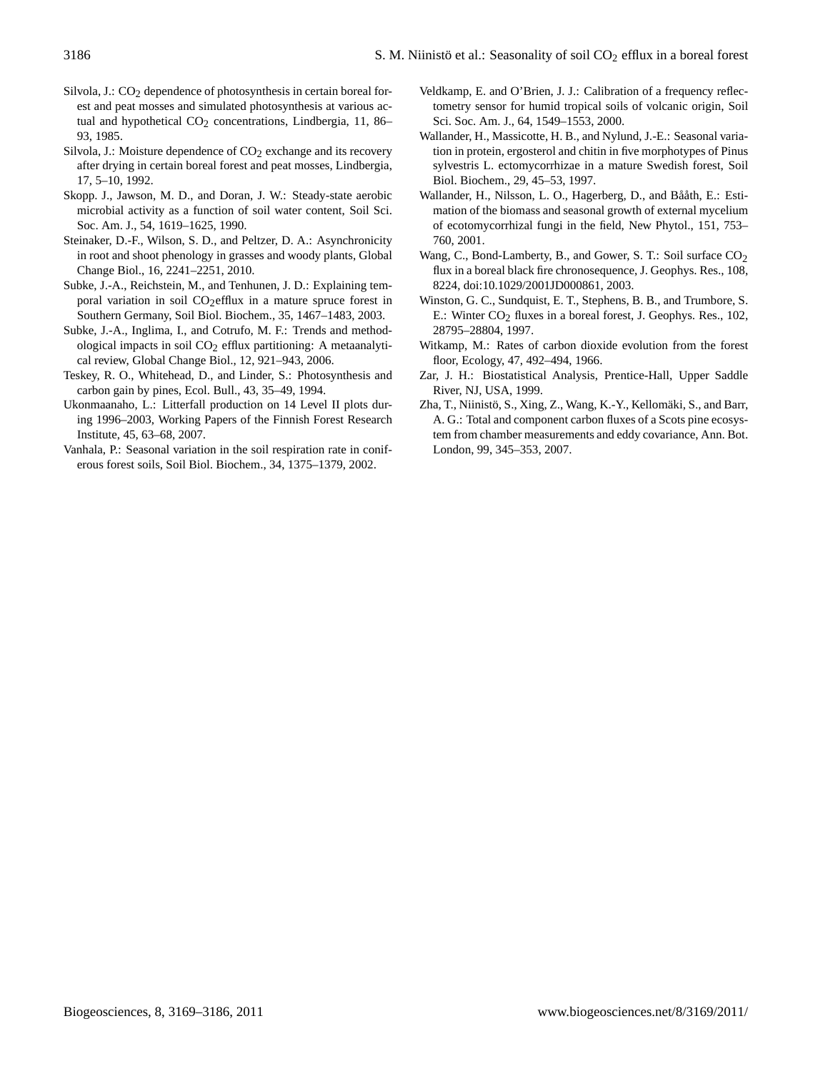Silvola, J.: $CO_2$ dependence of photosynthesis in certain boreal forest and peat mosses and simulated photosynthesis at various actual and hypothetical $CO_2$ concentrations, Lindbergia, 11, 86–93, 1985.

Silvola, J.: Moisture dependence of $CO_2$ exchange and its recovery after drying in certain boreal forest and peat mosses, Lindbergia, 17, 5–10, 1992.

Skopp. J., Jawson, M. D., and Doran, J. W.: Steady-state aerobic microbial activity as a function of soil water content, Soil Sci. Soc. Am. J., 54, 1619–1625, 1990.

Steinaker, D.-F., Wilson, S. D., and Peltzer, D. A.: Asynchronicity in root and shoot phenology in grasses and woody plants, Global Change Biol., 16, 2241–2251, 2010.

Subke, J.-A., Reichstein, M., and Tenhunen, J. D.: Explaining temporal variation in soil $CO_2$efflux in a mature spruce forest in Southern Germany, Soil Biol. Biochem., 35, 1467–1483, 2003.

Subke, J.-A., Inglima, I., and Cotrufo, M. F.: Trends and methodological impacts in soil $CO_2$ efflux partitioning: A metaanalytical review, Global Change Biol., 12, 921–943, 2006.

Teskey, R. O., Whitehead, D., and Linder, S.: Photosynthesis and carbon gain by pines, Ecol. Bull., 43, 35–49, 1994.

Ukonmaanaho, L.: Litterfall production on 14 Level II plots during 1996–2003, Working Papers of the Finnish Forest Research Institute, 45, 63–68, 2007.

Vanhala, P.: Seasonal variation in the soil respiration rate in coniferous forest soils, Soil Biol. Biochem., 34, 1375–1379, 2002.

Veldkamp, E. and O'Brien, J. J.: Calibration of a frequency reflectometry sensor for humid tropical soils of volcanic origin, Soil Sci. Soc. Am. J., 64, 1549–1553, 2000.

Wallander, H., Massicotte, H. B., and Nylund, J.-E.: Seasonal variation in protein, ergosterol and chitin in five morphotypes of Pinus sylvestris L. ectomycorrhizae in a mature Swedish forest, Soil Biol. Biochem., 29, 45–53, 1997.

Wallander, H., Nilsson, L. O., Hagerberg, D., and Bååth, E.: Estimation of the biomass and seasonal growth of external mycelium of ecotomycorrhizal fungi in the field, New Phytol., 151, 753–760, 2001.

Wang, C., Bond-Lamberty, B., and Gower, S. T.: Soil surface $CO_2$ flux in a boreal black fire chronosequence, J. Geophys. Res., 108, 8224, doi:10.1029/2001JD000861, 2003.

Winston, G. C., Sundquist, E. T., Stephens, B. B., and Trumbore, S. E.: Winter $CO_2$ fluxes in a boreal forest, J. Geophys. Res., 102, 28795–28804, 1997.

Witkamp, M.: Rates of carbon dioxide evolution from the forest floor, Ecology, 47, 492–494, 1966.

Zar, J. H.: Biostatistical Analysis, Prentice-Hall, Upper Saddle River, NJ, USA, 1999.

Zha, T., Niinistö, S., Xing, Z., Wang, K.-Y., Kellomäki, S., and Barr, A. G.: Total and component carbon fluxes of a Scots pine ecosystem from chamber measurements and eddy covariance, Ann. Bot. London, 99, 345–353, 2007.